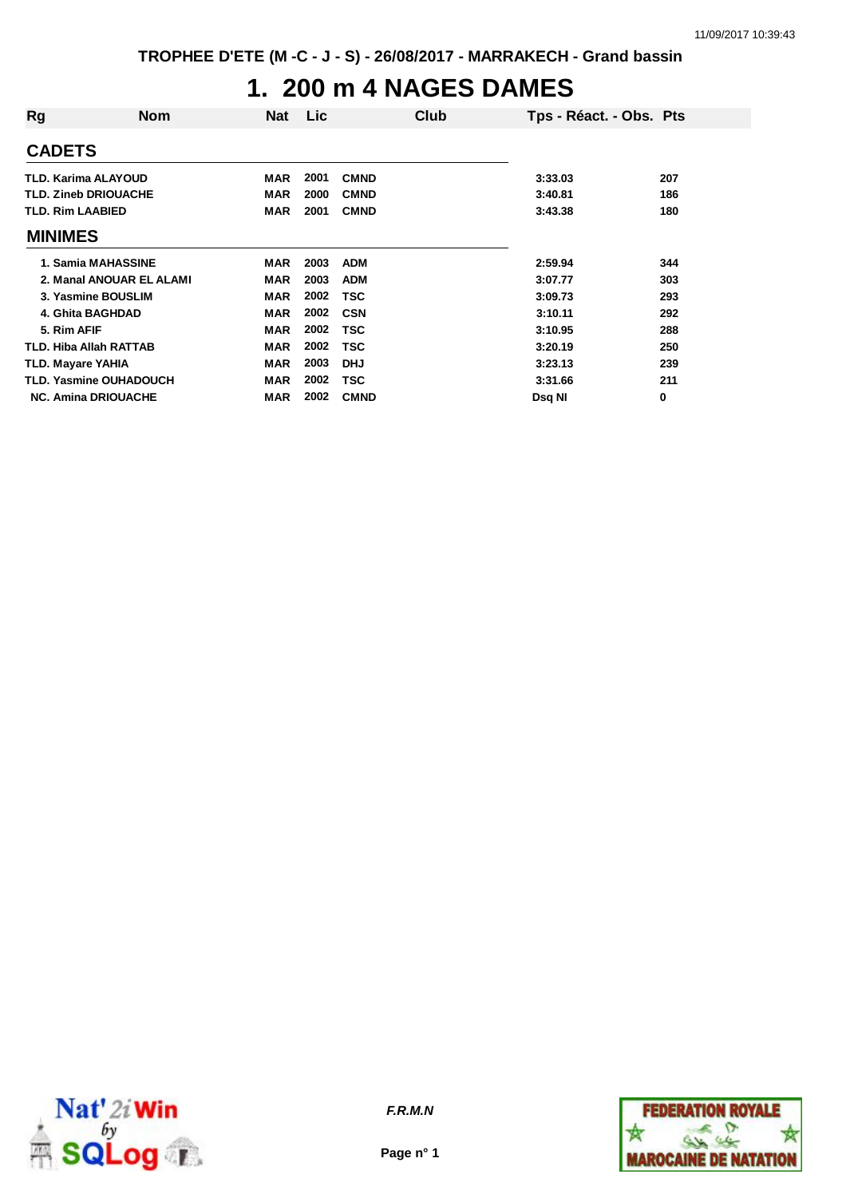TROPHEE D'ETE (M -C - J - S) - 26/08/2017 - MARRAKECH - Grand bassin

# 1. 200 m 4 NAGES DAMES

| Rg | Nom | Nat | Lic | Club | Tps - Réact. - Obs. | Pts |
|---|---|---|---|---|---|---|
| **CADETS** | | | | | | |
| TLD. | Karima ALAYOUD | MAR | 2001 | CMND | 3:33.03 | 207 |
| TLD. | Zineb DRIOUACHE | MAR | 2000 | CMND | 3:40.81 | 186 |
| TLD. | Rim LAABIED | MAR | 2001 | CMND | 3:43.38 | 180 |
| **MINIMES** | | | | | | |
| 1. | Samia MAHASSINE | MAR | 2003 | ADM | 2:59.94 | 344 |
| 2. | Manal ANOUAR EL ALAMI | MAR | 2003 | ADM | 3:07.77 | 303 |
| 3. | Yasmine BOUSLIM | MAR | 2002 | TSC | 3:09.73 | 293 |
| 4. | Ghita BAGHDAD | MAR | 2002 | CSN | 3:10.11 | 292 |
| 5. | Rim AFIF | MAR | 2002 | TSC | 3:10.95 | 288 |
| TLD. | Hiba Allah RATTAB | MAR | 2002 | TSC | 3:20.19 | 250 |
| TLD. | Mayare YAHIA | MAR | 2003 | DHJ | 3:23.13 | 239 |
| TLD. | Yasmine OUHADOUCH | MAR | 2002 | TSC | 3:31.66 | 211 |
| NC. | Amina DRIOUACHE | MAR | 2002 | CMND | Dsq NI | 0 |

*F.R.M.N*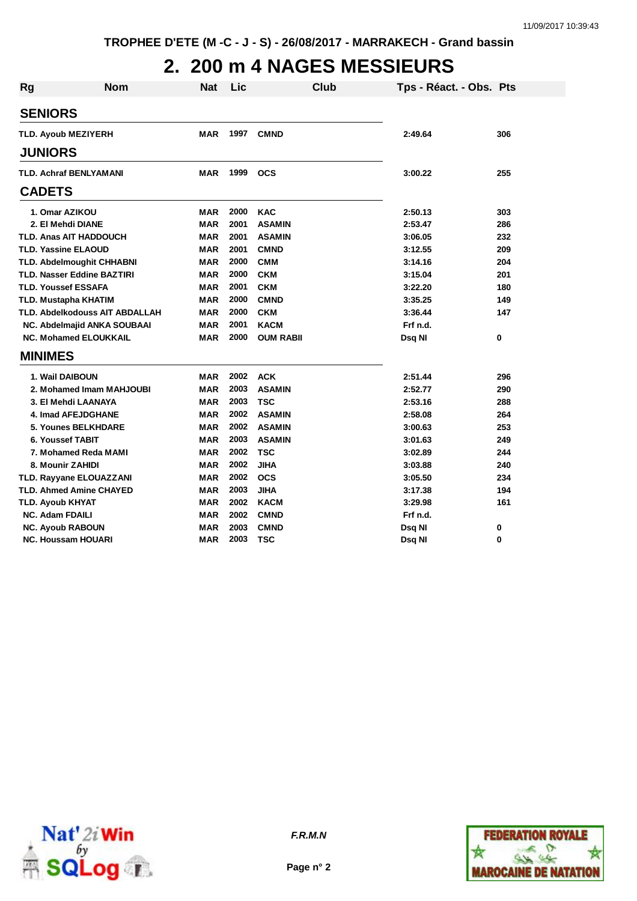TROPHEE D'ETE (M -C - J - S) - 26/08/2017 - MARRAKECH - Grand bassin

# 2. 200 m 4 NAGES MESSIEURS

| Rg | Nom | Nat | Lic | Club | Tps - Réact. - Obs. | Pts |
|---|---|---|---|---|---|---|
| **SENIORS** | | | | | | |
| TLD. | Ayoub MEZIYERH | MAR | 1997 | CMND | 2:49.64 | 306 |
| **JUNIORS** | | | | | | |
| TLD. | Achraf BENLYAMANI | MAR | 1999 | OCS | 3:00.22 | 255 |
| **CADETS** | | | | | | |
| 1. | Omar AZIKOU | MAR | 2000 | KAC | 2:50.13 | 303 |
| 2. | El Mehdi DIANE | MAR | 2001 | ASAMIN | 2:53.47 | 286 |
| TLD. | Anas AIT HADDOUCH | MAR | 2001 | ASAMIN | 3:06.05 | 232 |
| TLD. | Yassine ELAOUD | MAR | 2001 | CMND | 3:12.55 | 209 |
| TLD. | Abdelmoughit CHHABNI | MAR | 2000 | CMM | 3:14.16 | 204 |
| TLD. | Nasser Eddine BAZTIRI | MAR | 2000 | CKM | 3:15.04 | 201 |
| TLD. | Youssef ESSAFA | MAR | 2001 | CKM | 3:22.20 | 180 |
| TLD. | Mustapha KHATIM | MAR | 2000 | CMND | 3:35.25 | 149 |
| TLD. | Abdelkodouss AIT ABDALLAH | MAR | 2000 | CKM | 3:36.44 | 147 |
| NC. | Abdelmajid ANKA SOUBAAI | MAR | 2001 | KACM | Frf n.d. | |
| NC. | Mohamed ELOUKKAIL | MAR | 2000 | OUM RABII | Dsq NI | 0 |
| **MINIMES** | | | | | | |
| 1. | Wail DAIBOUN | MAR | 2002 | ACK | 2:51.44 | 296 |
| 2. | Mohamed Imam MAHJOUBI | MAR | 2003 | ASAMIN | 2:52.77 | 290 |
| 3. | El Mehdi LAANAYA | MAR | 2003 | TSC | 2:53.16 | 288 |
| 4. | Imad AFEJDGHANE | MAR | 2002 | ASAMIN | 2:58.08 | 264 |
| 5. | Younes BELKHDARE | MAR | 2002 | ASAMIN | 3:00.63 | 253 |
| 6. | Youssef TABIT | MAR | 2003 | ASAMIN | 3:01.63 | 249 |
| 7. | Mohamed Reda MAMI | MAR | 2002 | TSC | 3:02.89 | 244 |
| 8. | Mounir ZAHIDI | MAR | 2002 | JIHA | 3:03.88 | 240 |
| TLD. | Rayyane ELOUAZZANI | MAR | 2002 | OCS | 3:05.50 | 234 |
| TLD. | Ahmed Amine CHAYED | MAR | 2003 | JIHA | 3:17.38 | 194 |
| TLD. | Ayoub KHYAT | MAR | 2002 | KACM | 3:29.98 | 161 |
| NC. | Adam FDAILI | MAR | 2002 | CMND | Frf n.d. | |
| NC. | Ayoub RABOUN | MAR | 2003 | CMND | Dsq NI | 0 |
| NC. | Houssam HOUARI | MAR | 2003 | TSC | Dsq NI | 0 |

F.R.M.N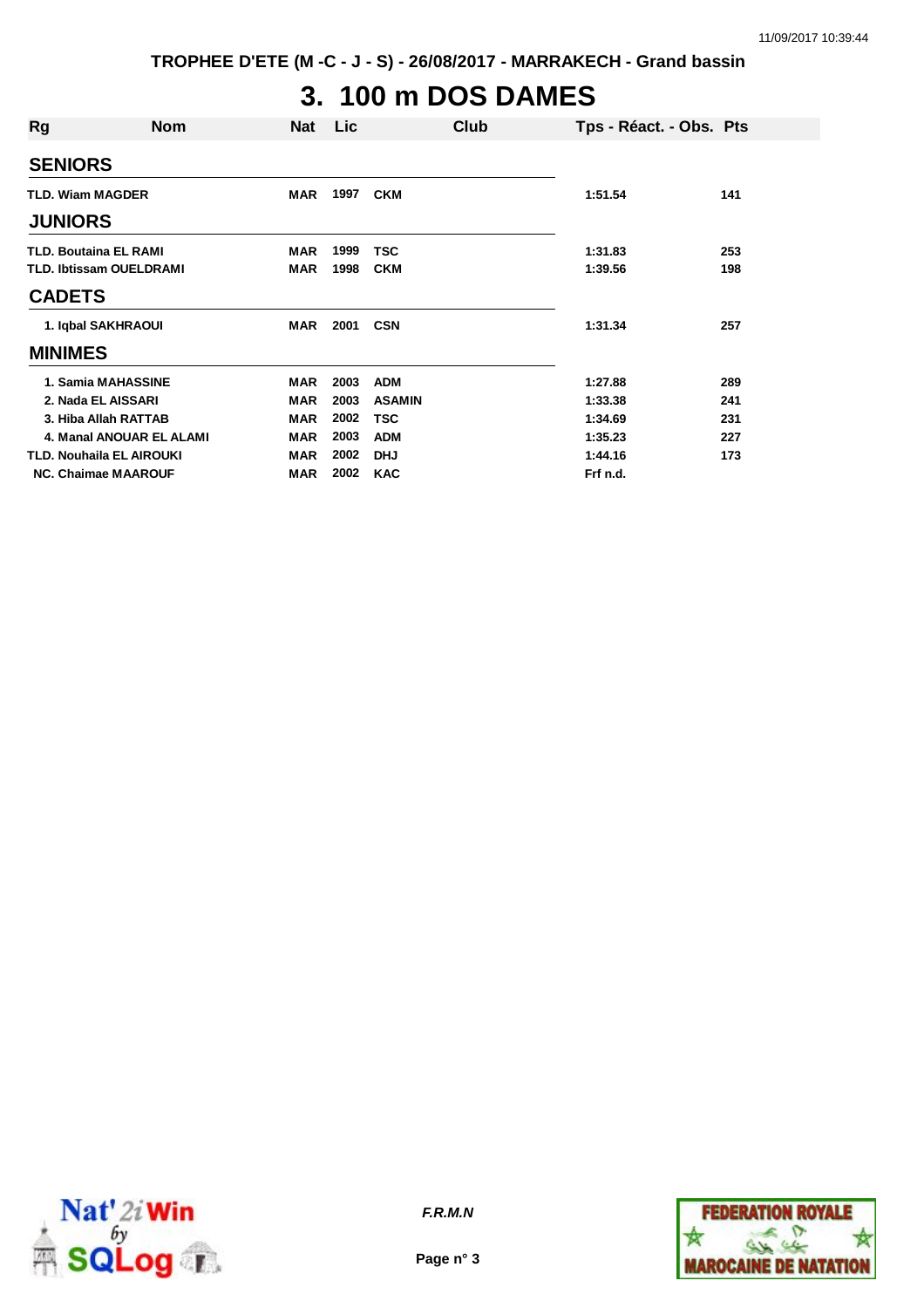# 3. 100 m DOS DAMES

| Rg | Nom | Nat | Lic | Club | Tps - Réact. - Obs. | Pts |
|---|---|---|---|---|---|---|
| **SENIORS** | | | | | | |
| TLD. | Wiam MAGDER | MAR | 1997 | CKM | 1:51.54 | 141 |
| **JUNIORS** | | | | | | |
| TLD. | Boutaina EL RAMI | MAR | 1999 | TSC | 1:31.83 | 253 |
| TLD. | Ibtissam OUELDRAMI | MAR | 1998 | CKM | 1:39.56 | 198 |
| **CADETS** | | | | | | |
| 1. | Iqbal SAKHRAOUI | MAR | 2001 | CSN | 1:31.34 | 257 |
| **MINIMES** | | | | | | |
| 1. | Samia MAHASSINE | MAR | 2003 | ADM | 1:27.88 | 289 |
| 2. | Nada EL AISSARI | MAR | 2003 | ASAMIN | 1:33.38 | 241 |
| 3. | Hiba Allah RATTAB | MAR | 2002 | TSC | 1:34.69 | 231 |
| 4. | Manal ANOUAR EL ALAMI | MAR | 2003 | ADM | 1:35.23 | 227 |
| TLD. | Nouhaila EL AIROUKI | MAR | 2002 | DHJ | 1:44.16 | 173 |
| NC. | Chaimae MAAROUF | MAR | 2002 | KAC | Frf n.d. | |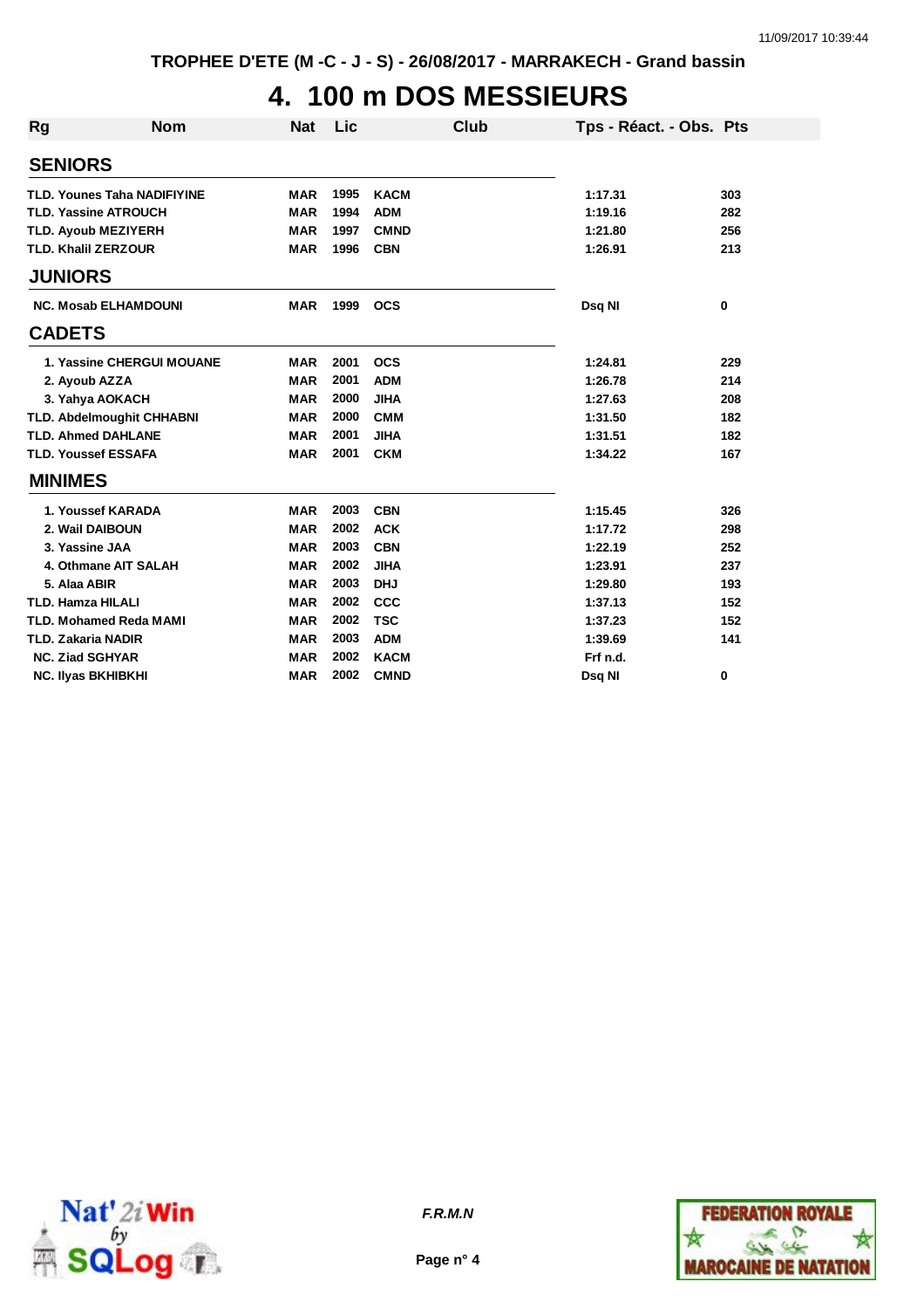TROPHEE D'ETE (M -C - J - S) - 26/08/2017 - MARRAKECH - Grand bassin

# 4. 100 m DOS MESSIEURS

| Rg | Nom | Nat | Lic | Club | Tps - Réact. - Obs. | Pts |
|---|---|---|---|---|---|---|
| **SENIORS** | | | | | | |
| TLD. | Younes Taha NADIFIYINE | MAR | 1995 | KACM | 1:17.31 | 303 |
| TLD. | Yassine ATROUCH | MAR | 1994 | ADM | 1:19.16 | 282 |
| TLD. | Ayoub MEZIYERH | MAR | 1997 | CMND | 1:21.80 | 256 |
| TLD. | Khalil ZERZOUR | MAR | 1996 | CBN | 1:26.91 | 213 |
| **JUNIORS** | | | | | | |
| NC. | Mosab ELHAMDOUNI | MAR | 1999 | OCS | Dsq NI | 0 |
| **CADETS** | | | | | | |
| 1. | Yassine CHERGUI MOUANE | MAR | 2001 | OCS | 1:24.81 | 229 |
| 2. | Ayoub AZZA | MAR | 2001 | ADM | 1:26.78 | 214 |
| 3. | Yahya AOKACH | MAR | 2000 | JIHA | 1:27.63 | 208 |
| TLD. | Abdelmoughit CHHABNI | MAR | 2000 | CMM | 1:31.50 | 182 |
| TLD. | Ahmed DAHLANE | MAR | 2001 | JIHA | 1:31.51 | 182 |
| TLD. | Youssef ESSAFA | MAR | 2001 | CKM | 1:34.22 | 167 |
| **MINIMES** | | | | | | |
| 1. | Youssef KARADA | MAR | 2003 | CBN | 1:15.45 | 326 |
| 2. | Wail DAIBOUN | MAR | 2002 | ACK | 1:17.72 | 298 |
| 3. | Yassine JAA | MAR | 2003 | CBN | 1:22.19 | 252 |
| 4. | Othmane AIT SALAH | MAR | 2002 | JIHA | 1:23.91 | 237 |
| 5. | Alaa ABIR | MAR | 2003 | DHJ | 1:29.80 | 193 |
| TLD. | Hamza HILALI | MAR | 2002 | CCC | 1:37.13 | 152 |
| TLD. | Mohamed Reda MAMI | MAR | 2002 | TSC | 1:37.23 | 152 |
| TLD. | Zakaria NADIR | MAR | 2003 | ADM | 1:39.69 | 141 |
| NC. | Ziad SGHYAR | MAR | 2002 | KACM | Frf n.d. | |
| NC. | Ilyas BKHIBKHI | MAR | 2002 | CMND | Dsq NI | 0 |

*F.R.M.N*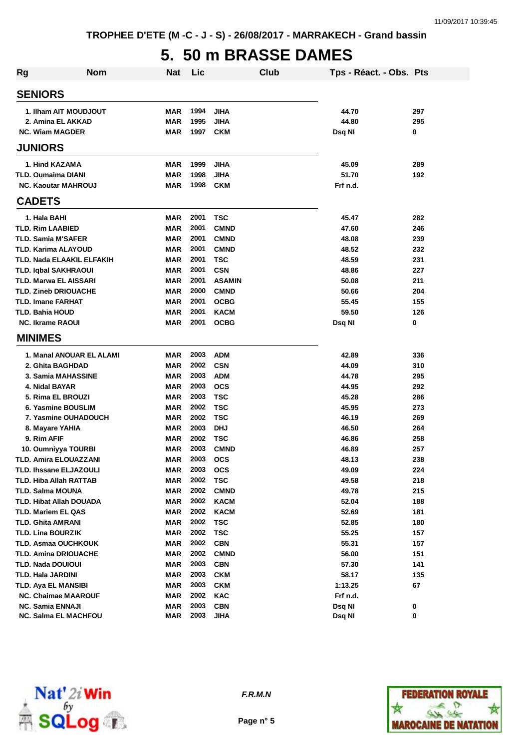# 5. 50 m BRASSE DAMES

| Rg | Nom | Nat | Lic | Club | Tps - Réact. - Obs. | Pts |
|---|---|---|---|---|---|---|
| **SENIORS** | | | | | | |
| 1. | Ilham AIT MOUDJOUT | MAR | 1994 | JIHA | 44.70 | 297 |
| 2. | Amina EL AKKAD | MAR | 1995 | JIHA | 44.80 | 295 |
| NC. | Wiam MAGDER | MAR | 1997 | CKM | Dsq NI | 0 |
| **JUNIORS** | | | | | | |
| 1. | Hind KAZAMA | MAR | 1999 | JIHA | 45.09 | 289 |
| TLD. | Oumaima DIANI | MAR | 1998 | JIHA | 51.70 | 192 |
| NC. | Kaoutar MAHROUJ | MAR | 1998 | CKM | Frf n.d. | |
| **CADETS** | | | | | | |
| 1. | Hala BAHI | MAR | 2001 | TSC | 45.47 | 282 |
| TLD. | Rim LAABIED | MAR | 2001 | CMND | 47.60 | 246 |
| TLD. | Samia M'SAFER | MAR | 2001 | CMND | 48.08 | 239 |
| TLD. | Karima ALAYOUD | MAR | 2001 | CMND | 48.52 | 232 |
| TLD. | Nada ELAAKIL ELFAKIH | MAR | 2001 | TSC | 48.59 | 231 |
| TLD. | Iqbal SAKHRAOUI | MAR | 2001 | CSN | 48.86 | 227 |
| TLD. | Marwa EL AISSARI | MAR | 2001 | ASAMIN | 50.08 | 211 |
| TLD. | Zineb DRIOUACHE | MAR | 2000 | CMND | 50.66 | 204 |
| TLD. | Imane FARHAT | MAR | 2001 | OCBG | 55.45 | 155 |
| TLD. | Bahia HOUD | MAR | 2001 | KACM | 59.50 | 126 |
| NC. | Ikrame RAOUI | MAR | 2001 | OCBG | Dsq NI | 0 |
| **MINIMES** | | | | | | |
| 1. | Manal ANOUAR EL ALAMI | MAR | 2003 | ADM | 42.89 | 336 |
| 2. | Ghita BAGHDAD | MAR | 2002 | CSN | 44.09 | 310 |
| 3. | Samia MAHASSINE | MAR | 2003 | ADM | 44.78 | 295 |
| 4. | Nidal BAYAR | MAR | 2003 | OCS | 44.95 | 292 |
| 5. | Rima EL BROUZI | MAR | 2003 | TSC | 45.28 | 286 |
| 6. | Yasmine BOUSLIM | MAR | 2002 | TSC | 45.95 | 273 |
| 7. | Yasmine OUHADOUCH | MAR | 2002 | TSC | 46.19 | 269 |
| 8. | Mayare YAHIA | MAR | 2003 | DHJ | 46.50 | 264 |
| 9. | Rim AFIF | MAR | 2002 | TSC | 46.86 | 258 |
| 10. | Oumniyya TOURBI | MAR | 2003 | CMND | 46.89 | 257 |
| TLD. | Amira ELOUAZZANI | MAR | 2003 | OCS | 48.13 | 238 |
| TLD. | Ihssane ELJAZOULI | MAR | 2003 | OCS | 49.09 | 224 |
| TLD. | Hiba Allah RATTAB | MAR | 2002 | TSC | 49.58 | 218 |
| TLD. | Salma MOUNA | MAR | 2002 | CMND | 49.78 | 215 |
| TLD. | Hibat Allah DOUADA | MAR | 2002 | KACM | 52.04 | 188 |
| TLD. | Mariem EL QAS | MAR | 2002 | KACM | 52.69 | 181 |
| TLD. | Ghita AMRANI | MAR | 2002 | TSC | 52.85 | 180 |
| TLD. | Lina BOURZIK | MAR | 2002 | TSC | 55.25 | 157 |
| TLD. | Asmaa OUCHKOUK | MAR | 2002 | CBN | 55.31 | 157 |
| TLD. | Amina DRIOUACHE | MAR | 2002 | CMND | 56.00 | 151 |
| TLD. | Nada DOUIOUI | MAR | 2003 | CBN | 57.30 | 141 |
| TLD. | Hala JARDINI | MAR | 2003 | CKM | 58.17 | 135 |
| TLD. | Aya EL MANSIBI | MAR | 2003 | CKM | 1:13.25 | 67 |
| NC. | Chaimae MAAROUF | MAR | 2002 | KAC | Frf n.d. | |
| NC. | Samia ENNAJI | MAR | 2003 | CBN | Dsq NI | 0 |
| NC. | Salma EL MACHFOU | MAR | 2003 | JIHA | Dsq NI | 0 |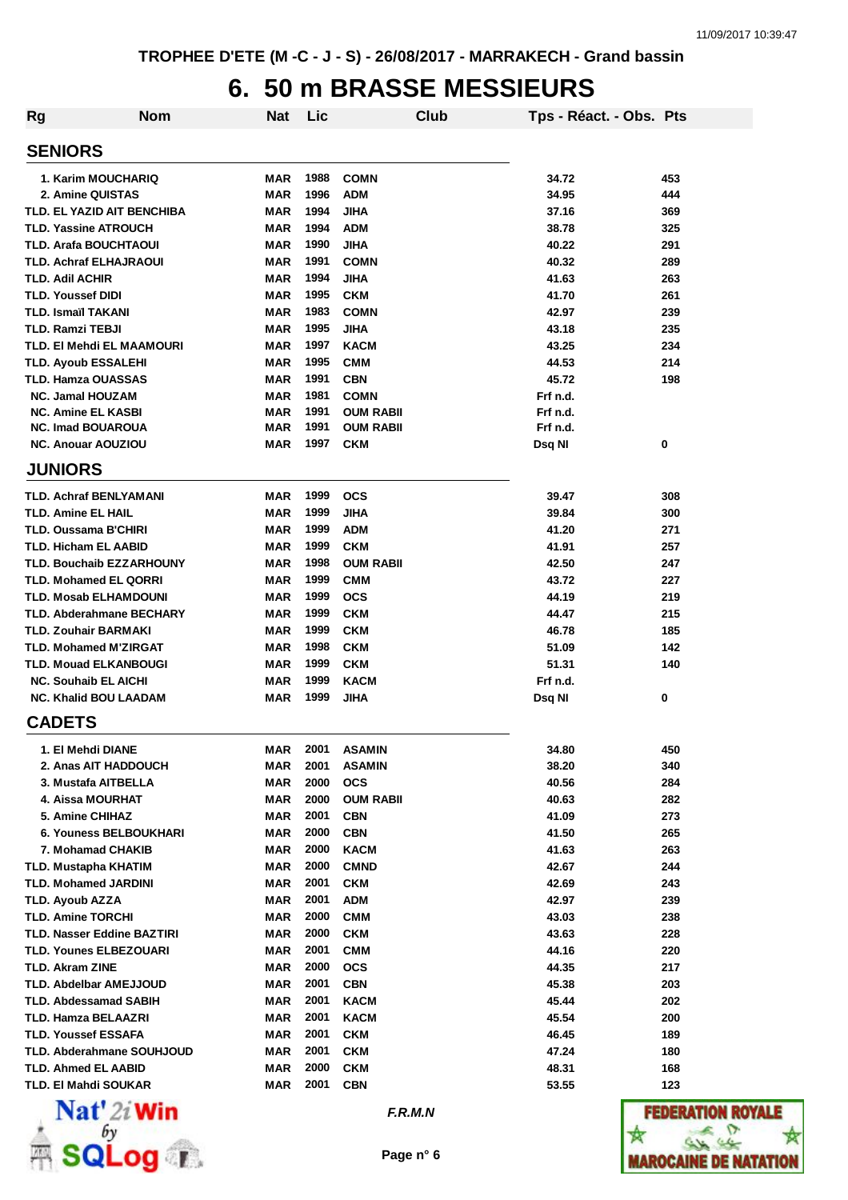# 6. 50 m BRASSE MESSIEURS

| Rg | Nom | Nat | Lic | Club | Tps - Réact. - Obs. | Pts |
|---|---|---|---|---|---|---|
| **SENIORS** | | | | | | |
| 1. | Karim MOUCHARIQ | MAR | 1988 | COMN | 34.72 | 453 |
| 2. | Amine QUISTAS | MAR | 1996 | ADM | 34.95 | 444 |
| TLD. | EL YAZID AIT BENCHIBA | MAR | 1994 | JIHA | 37.16 | 369 |
| TLD. | Yassine ATROUCH | MAR | 1994 | ADM | 38.78 | 325 |
| TLD. | Arafa BOUCHTAOUI | MAR | 1990 | JIHA | 40.22 | 291 |
| TLD. | Achraf ELHAJRAOUI | MAR | 1991 | COMN | 40.32 | 289 |
| TLD. | Adil ACHIR | MAR | 1994 | JIHA | 41.63 | 263 |
| TLD. | Youssef DIDI | MAR | 1995 | CKM | 41.70 | 261 |
| TLD. | Ismaïl TAKANI | MAR | 1983 | COMN | 42.97 | 239 |
| TLD. | Ramzi TEBJI | MAR | 1995 | JIHA | 43.18 | 235 |
| TLD. | El Mehdi EL MAAMOURI | MAR | 1997 | KACM | 43.25 | 234 |
| TLD. | Ayoub ESSALEHI | MAR | 1995 | CMM | 44.53 | 214 |
| TLD. | Hamza OUASSAS | MAR | 1991 | CBN | 45.72 | 198 |
| NC. | Jamal HOUZAM | MAR | 1981 | COMN | Frf n.d. | |
| NC. | Amine EL KASBI | MAR | 1991 | OUM RABII | Frf n.d. | |
| NC. | Imad BOUAROUA | MAR | 1991 | OUM RABII | Frf n.d. | |
| NC. | Anouar AOUZIOU | MAR | 1997 | CKM | Dsq NI | 0 |
| **JUNIORS** | | | | | | |
| TLD. | Achraf BENLYAMANI | MAR | 1999 | OCS | 39.47 | 308 |
| TLD. | Amine EL HAIL | MAR | 1999 | JIHA | 39.84 | 300 |
| TLD. | Oussama B'CHIRI | MAR | 1999 | ADM | 41.20 | 271 |
| TLD. | Hicham EL AABID | MAR | 1999 | CKM | 41.91 | 257 |
| TLD. | Bouchaib EZZARHOUNY | MAR | 1998 | OUM RABII | 42.50 | 247 |
| TLD. | Mohamed EL QORRI | MAR | 1999 | CMM | 43.72 | 227 |
| TLD. | Mosab ELHAMDOUNI | MAR | 1999 | OCS | 44.19 | 219 |
| TLD. | Abderahmane BECHARY | MAR | 1999 | CKM | 44.47 | 215 |
| TLD. | Zouhair BARMAKI | MAR | 1999 | CKM | 46.78 | 185 |
| TLD. | Mohamed M'ZIRGAT | MAR | 1998 | CKM | 51.09 | 142 |
| TLD. | Mouad ELKANBOUGI | MAR | 1999 | CKM | 51.31 | 140 |
| NC. | Souhaib EL AICHI | MAR | 1999 | KACM | Frf n.d. | |
| NC. | Khalid BOU LAADAM | MAR | 1999 | JIHA | Dsq NI | 0 |
| **CADETS** | | | | | | |
| 1. | El Mehdi DIANE | MAR | 2001 | ASAMIN | 34.80 | 450 |
| 2. | Anas AIT HADDOUCH | MAR | 2001 | ASAMIN | 38.20 | 340 |
| 3. | Mustafa AITBELLA | MAR | 2000 | OCS | 40.56 | 284 |
| 4. | Aissa MOURHAT | MAR | 2000 | OUM RABII | 40.63 | 282 |
| 5. | Amine CHIHAZ | MAR | 2001 | CBN | 41.09 | 273 |
| 6. | Youness BELBOUKHARI | MAR | 2000 | CBN | 41.50 | 265 |
| 7. | Mohamad CHAKIB | MAR | 2000 | KACM | 41.63 | 263 |
| TLD. | Mustapha KHATIM | MAR | 2000 | CMND | 42.67 | 244 |
| TLD. | Mohamed JARDINI | MAR | 2001 | CKM | 42.69 | 243 |
| TLD. | Ayoub AZZA | MAR | 2001 | ADM | 42.97 | 239 |
| TLD. | Amine TORCHI | MAR | 2000 | CMM | 43.03 | 238 |
| TLD. | Nasser Eddine BAZTIRI | MAR | 2000 | CKM | 43.63 | 228 |
| TLD. | Younes ELBEZOUARI | MAR | 2001 | CMM | 44.16 | 220 |
| TLD. | Akram ZINE | MAR | 2000 | OCS | 44.35 | 217 |
| TLD. | Abdelbar AMEJJOUD | MAR | 2001 | CBN | 45.38 | 203 |
| TLD. | Abdessamad SABIH | MAR | 2001 | KACM | 45.44 | 202 |
| TLD. | Hamza BELAAZRI | MAR | 2001 | KACM | 45.54 | 200 |
| TLD. | Youssef ESSAFA | MAR | 2001 | CKM | 46.45 | 189 |
| TLD. | Abderahmane SOUHJOUD | MAR | 2001 | CKM | 47.24 | 180 |
| TLD. | Ahmed EL AABID | MAR | 2000 | CKM | 48.31 | 168 |
| TLD. | El Mahdi SOUKAR | MAR | 2001 | CBN | 53.55 | 123 |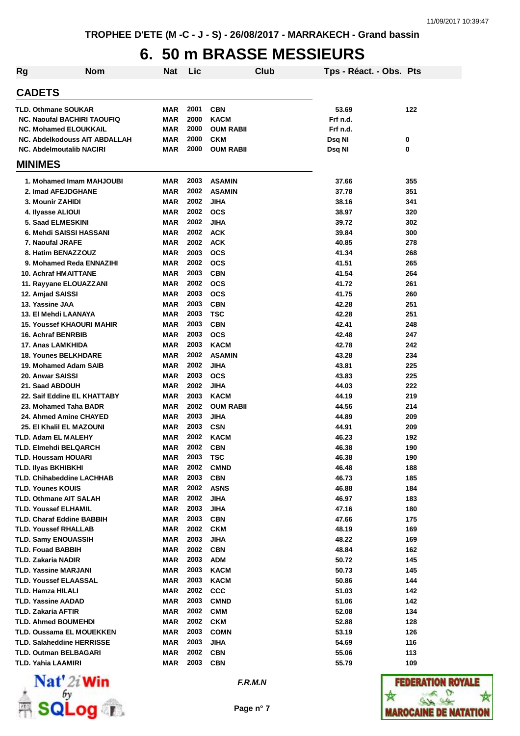TROPHEE D'ETE (M -C - J - S) - 26/08/2017 - MARRAKECH - Grand bassin

# 6. 50 m BRASSE MESSIEURS

| Rg | Nom | Nat | Lic | Club | Tps - Réact. - Obs. | Pts |
|---|---|---|---|---|---|---|
| **CADETS** | | | | | | |
| TLD. | Othmane SOUKAR | MAR | 2001 | CBN | 53.69 | 122 |
| NC. | Naoufal BACHIRI TAOUFIQ | MAR | 2000 | KACM | Frf n.d. | |
| NC. | Mohamed ELOUKKAIL | MAR | 2000 | OUM RABII | Frf n.d. | |
| NC. | Abdelkodouss AIT ABDALLAH | MAR | 2000 | CKM | Dsq NI | 0 |
| NC. | Abdelmoutalib NACIRI | MAR | 2000 | OUM RABII | Dsq NI | 0 |
| **MINIMES** | | | | | | |
| 1. | Mohamed Imam MAHJOUBI | MAR | 2003 | ASAMIN | 37.66 | 355 |
| 2. | Imad AFEJDGHANE | MAR | 2002 | ASAMIN | 37.78 | 351 |
| 3. | Mounir ZAHIDI | MAR | 2002 | JIHA | 38.16 | 341 |
| 4. | Ilyasse ALIOUI | MAR | 2002 | OCS | 38.97 | 320 |
| 5. | Saad ELMESKINI | MAR | 2002 | JIHA | 39.72 | 302 |
| 6. | Mehdi SAISSI HASSANI | MAR | 2002 | ACK | 39.84 | 300 |
| 7. | Naoufal JRAFE | MAR | 2002 | ACK | 40.85 | 278 |
| 8. | Hatim BENAZZOUZ | MAR | 2003 | OCS | 41.34 | 268 |
| 9. | Mohamed Reda ENNAZIHI | MAR | 2002 | OCS | 41.51 | 265 |
| 10. | Achraf HMAITTANE | MAR | 2003 | CBN | 41.54 | 264 |
| 11. | Rayyane ELOUAZZANI | MAR | 2002 | OCS | 41.72 | 261 |
| 12. | Amjad SAISSI | MAR | 2003 | OCS | 41.75 | 260 |
| 13. | Yassine JAA | MAR | 2003 | CBN | 42.28 | 251 |
| 13. | El Mehdi LAANAYA | MAR | 2003 | TSC | 42.28 | 251 |
| 15. | Youssef KHAOURI MAHIR | MAR | 2003 | CBN | 42.41 | 248 |
| 16. | Achraf BENRBIB | MAR | 2003 | OCS | 42.48 | 247 |
| 17. | Anas LAMKHIDA | MAR | 2003 | KACM | 42.78 | 242 |
| 18. | Younes BELKHDARE | MAR | 2002 | ASAMIN | 43.28 | 234 |
| 19. | Mohamed Adam SAIB | MAR | 2002 | JIHA | 43.81 | 225 |
| 20. | Anwar SAISSI | MAR | 2003 | OCS | 43.83 | 225 |
| 21. | Saad ABDOUH | MAR | 2002 | JIHA | 44.03 | 222 |
| 22. | Saif Eddine EL KHATTABY | MAR | 2003 | KACM | 44.19 | 219 |
| 23. | Mohamed Taha BADR | MAR | 2002 | OUM RABII | 44.56 | 214 |
| 24. | Ahmed Amine CHAYED | MAR | 2003 | JIHA | 44.89 | 209 |
| 25. | El Khalil EL MAZOUNI | MAR | 2003 | CSN | 44.91 | 209 |
| TLD. | Adam EL MALEHY | MAR | 2002 | KACM | 46.23 | 192 |
| TLD. | Elmehdi BELQARCH | MAR | 2002 | CBN | 46.38 | 190 |
| TLD. | Houssam HOUARI | MAR | 2003 | TSC | 46.38 | 190 |
| TLD. | Ilyas BKHIBKHI | MAR | 2002 | CMND | 46.48 | 188 |
| TLD. | Chihabeddine LACHHAB | MAR | 2003 | CBN | 46.73 | 185 |
| TLD. | Younes KOUIS | MAR | 2002 | ASNS | 46.88 | 184 |
| TLD. | Othmane AIT SALAH | MAR | 2002 | JIHA | 46.97 | 183 |
| TLD. | Youssef ELHAMIL | MAR | 2003 | JIHA | 47.16 | 180 |
| TLD. | Charaf Eddine BABBIH | MAR | 2003 | CBN | 47.66 | 175 |
| TLD. | Youssef RHALLAB | MAR | 2002 | CKM | 48.19 | 169 |
| TLD. | Samy ENOUASSIH | MAR | 2003 | JIHA | 48.22 | 169 |
| TLD. | Fouad BABBIH | MAR | 2002 | CBN | 48.84 | 162 |
| TLD. | Zakaria NADIR | MAR | 2003 | ADM | 50.72 | 145 |
| TLD. | Yassine MARJANI | MAR | 2003 | KACM | 50.73 | 145 |
| TLD. | Youssef ELAASSAL | MAR | 2003 | KACM | 50.86 | 144 |
| TLD. | Hamza HILALI | MAR | 2002 | CCC | 51.03 | 142 |
| TLD. | Yassine AADAD | MAR | 2003 | CMND | 51.06 | 142 |
| TLD. | Zakaria AFTIR | MAR | 2002 | CMM | 52.08 | 134 |
| TLD. | Ahmed BOUMEHDI | MAR | 2002 | CKM | 52.88 | 128 |
| TLD. | Oussama EL MOUEKKEN | MAR | 2003 | COMN | 53.19 | 126 |
| TLD. | Salaheddine HERRISSE | MAR | 2003 | JIHA | 54.69 | 116 |
| TLD. | Outman BELBAGARI | MAR | 2002 | CBN | 55.06 | 113 |
| TLD. | Yahia LAAMIRI | MAR | 2003 | CBN | 55.79 | 109 |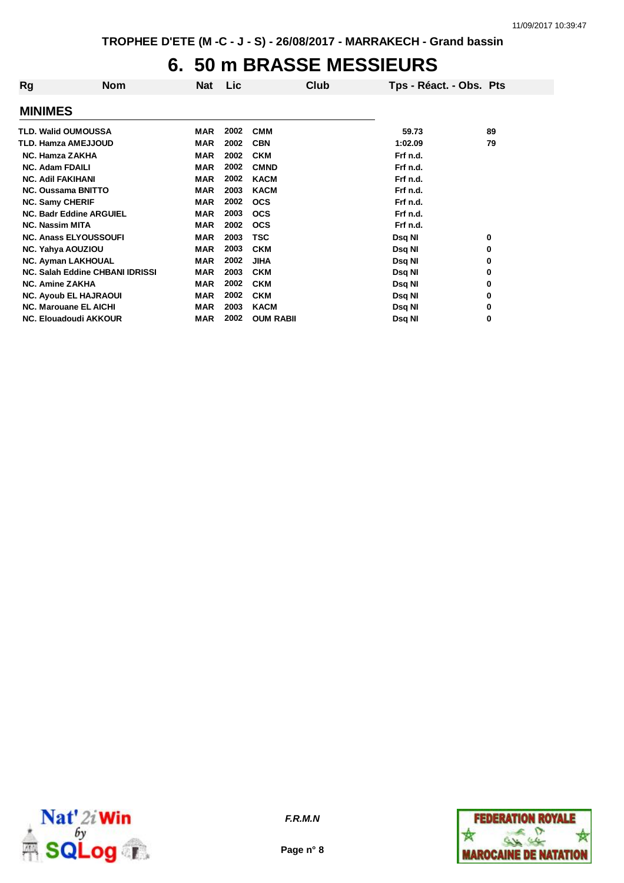# 6. 50 m BRASSE MESSIEURS

TROPHEE D'ETE (M -C - J - S) - 26/08/2017 - MARRAKECH - Grand bassin

| Rg | Nom | Nat | Lic | Club | Tps - Réact. - Obs. | Pts |
|---|---|---|---|---|---|---|
| **MINIMES** | | | | | | |
| TLD. | Walid OUMOUSSA | MAR | 2002 | CMM | 59.73 | 89 |
| TLD. | Hamza AMEJJOUD | MAR | 2002 | CBN | 1:02.09 | 79 |
| NC. | Hamza ZAKHA | MAR | 2002 | CKM | Frf n.d. | |
| NC. | Adam FDAILI | MAR | 2002 | CMND | Frf n.d. | |
| NC. | Adil FAKIHANI | MAR | 2002 | KACM | Frf n.d. | |
| NC. | Oussama BNITTO | MAR | 2003 | KACM | Frf n.d. | |
| NC. | Samy CHERIF | MAR | 2002 | OCS | Frf n.d. | |
| NC. | Badr Eddine ARGUIEL | MAR | 2003 | OCS | Frf n.d. | |
| NC. | Nassim MITA | MAR | 2002 | OCS | Frf n.d. | |
| NC. | Anass ELYOUSSOUFI | MAR | 2003 | TSC | Dsq NI | 0 |
| NC. | Yahya AOUZIOU | MAR | 2003 | CKM | Dsq NI | 0 |
| NC. | Ayman LAKHOUAL | MAR | 2002 | JIHA | Dsq NI | 0 |
| NC. | Salah Eddine CHBANI IDRISSI | MAR | 2003 | CKM | Dsq NI | 0 |
| NC. | Amine ZAKHA | MAR | 2002 | CKM | Dsq NI | 0 |
| NC. | Ayoub EL HAJRAOUI | MAR | 2002 | CKM | Dsq NI | 0 |
| NC. | Marouane EL AICHI | MAR | 2003 | KACM | Dsq NI | 0 |
| NC. | Elouadoudi AKKOUR | MAR | 2002 | OUM RABII | Dsq NI | 0 |

*F.R.M.N*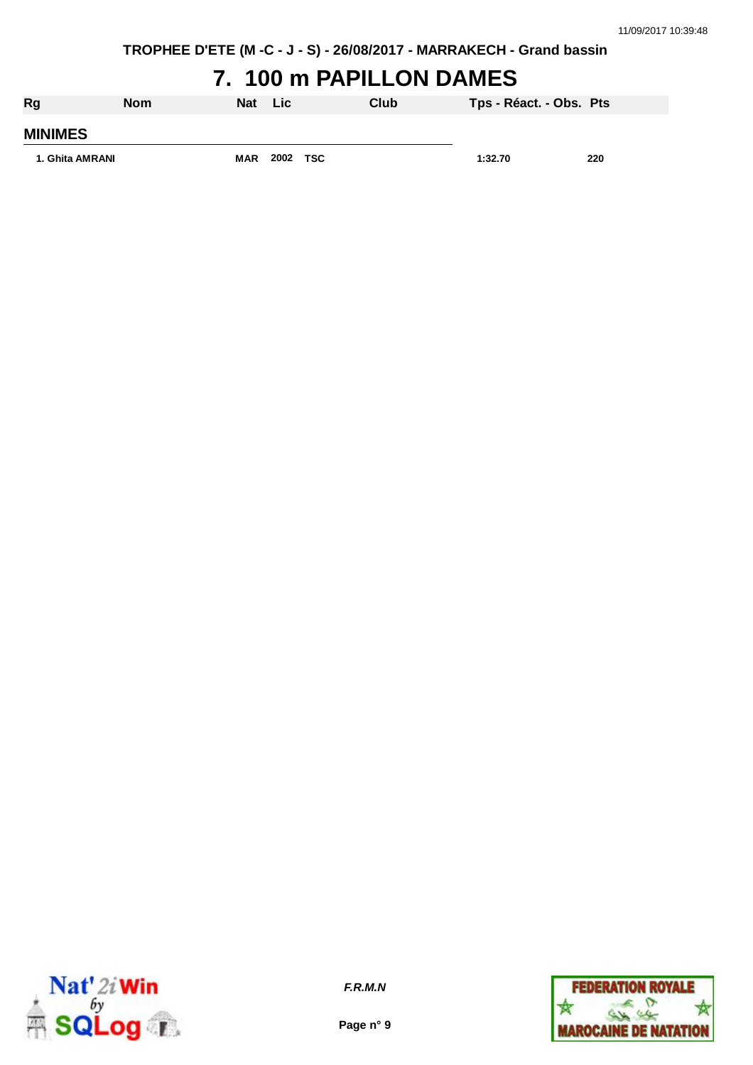TROPHEE D'ETE (M -C - J - S) - 26/08/2017 - MARRAKECH - Grand bassin

# 7. 100 m PAPILLON DAMES

| Rg | Nom | Nat | Lic | Club | Tps - Réact. - Obs. | Pts |
|---|---|---|---|---|---|---|
| **MINIMES** | | | | | | |
| 1. Ghita AMRANI | | MAR | 2002 | TSC | 1:32.70 | 220 |

*F.R.M.N*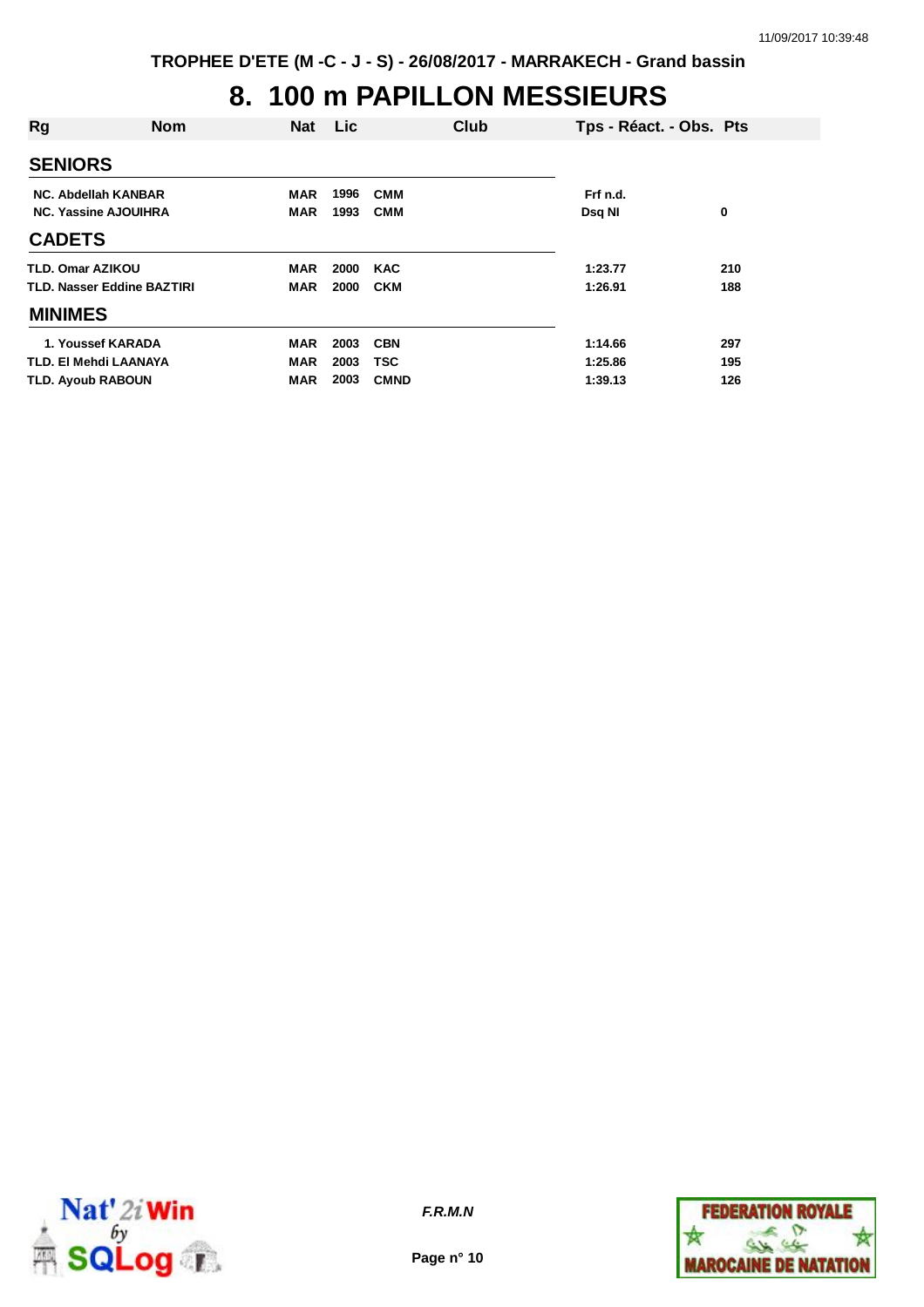# 8. 100 m PAPILLON MESSIEURS

| Rg | Nom | Nat | Lic | Club | Tps - Réact. - Obs. | Pts |
|---|---|---|---|---|---|---|
| **SENIORS** | | | | | | |
| NC. | Abdellah KANBAR | MAR | 1996 | CMM | Frf n.d. | |
| NC. | Yassine AJOUIHRA | MAR | 1993 | CMM | Dsq NI | 0 |
| **CADETS** | | | | | | |
| TLD. | Omar AZIKOU | MAR | 2000 | KAC | 1:23.77 | 210 |
| TLD. | Nasser Eddine BAZTIRI | MAR | 2000 | CKM | 1:26.91 | 188 |
| **MINIMES** | | | | | | |
| 1. | Youssef KARADA | MAR | 2003 | CBN | 1:14.66 | 297 |
| TLD. | El Mehdi LAANAYA | MAR | 2003 | TSC | 1:25.86 | 195 |
| TLD. | Ayoub RABOUN | MAR | 2003 | CMND | 1:39.13 | 126 |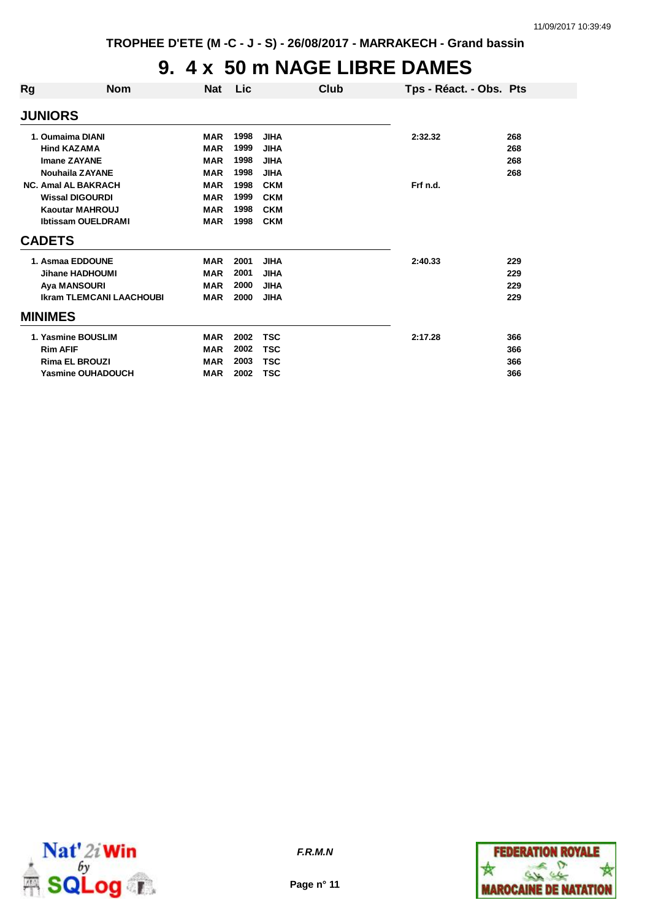# 9. 4 x 50 m NAGE LIBRE DAMES

| Rg | Nom | Nat | Lic | Club | Tps - Réact. - Obs. | Pts |
|---|---|---|---|---|---|---|
| **JUNIORS** | | | | | | |
| 1. | Oumaima DIANI | MAR | 1998 | JIHA | 2:32.32 | 268 |
| | Hind KAZAMA | MAR | 1999 | JIHA | | 268 |
| | Imane ZAYANE | MAR | 1998 | JIHA | | 268 |
| | Nouhaila ZAYANE | MAR | 1998 | JIHA | | 268 |
| NC. | Amal AL BAKRACH | MAR | 1998 | CKM | Frf n.d. | |
| | Wissal DIGOURDI | MAR | 1999 | CKM | | |
| | Kaoutar MAHROUJ | MAR | 1998 | CKM | | |
| | Ibtissam OUELDRAMI | MAR | 1998 | CKM | | |
| **CADETS** | | | | | | |
| 1. | Asmaa EDDOUNE | MAR | 2001 | JIHA | 2:40.33 | 229 |
| | Jihane HADHOUMI | MAR | 2001 | JIHA | | 229 |
| | Aya MANSOURI | MAR | 2000 | JIHA | | 229 |
| | Ikram TLEMCANI LAACHOUBI | MAR | 2000 | JIHA | | 229 |
| **MINIMES** | | | | | | |
| 1. | Yasmine BOUSLIM | MAR | 2002 | TSC | 2:17.28 | 366 |
| | Rim AFIF | MAR | 2002 | TSC | | 366 |
| | Rima EL BROUZI | MAR | 2003 | TSC | | 366 |
| | Yasmine OUHADOUCH | MAR | 2002 | TSC | | 366 |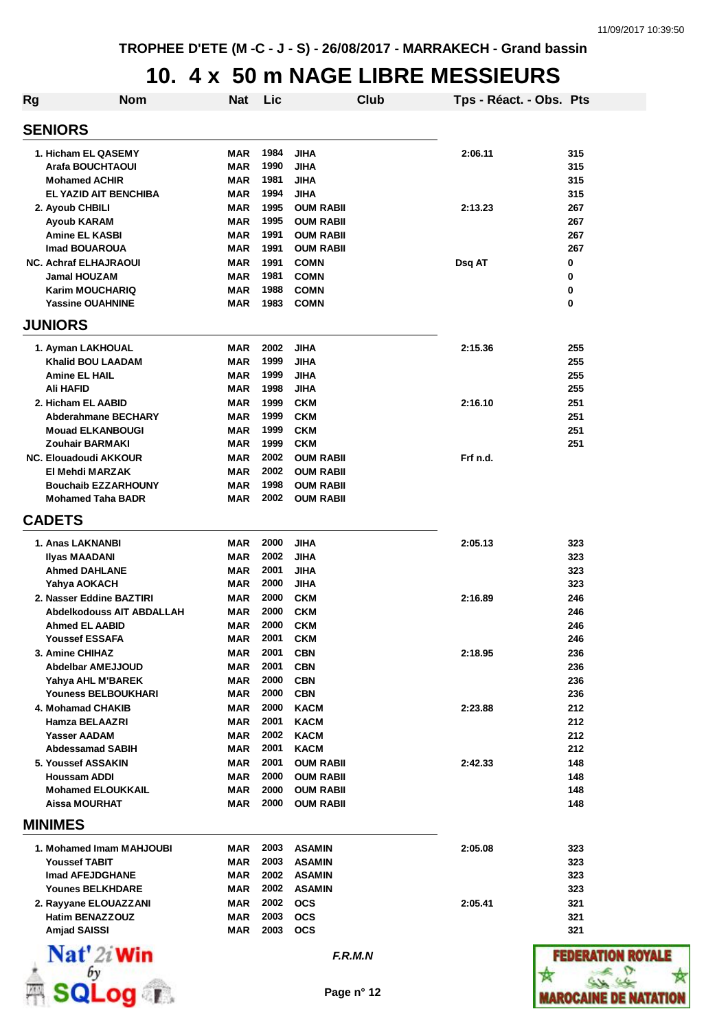TROPHEE D'ETE (M -C - J - S) - 26/08/2017 - MARRAKECH - Grand bassin

# 10. 4 x 50 m NAGE LIBRE MESSIEURS

| Rg | Nom | Nat | Lic | Club | Tps - Réact. - Obs. | Pts |
|---|---|---|---|---|---|---|
| **SENIORS** | | | | | | |
| 1. | Hicham EL QASEMY | MAR | 1984 | JIHA | 2:06.11 | 315 |
| | Arafa BOUCHTAOUI | MAR | 1990 | JIHA | | 315 |
| | Mohamed ACHIR | MAR | 1981 | JIHA | | 315 |
| | EL YAZID AIT BENCHIBA | MAR | 1994 | JIHA | | 315 |
| 2. | Ayoub CHBILI | MAR | 1995 | OUM RABII | 2:13.23 | 267 |
| | Ayoub KARAM | MAR | 1995 | OUM RABII | | 267 |
| | Amine EL KASBI | MAR | 1991 | OUM RABII | | 267 |
| | Imad BOUAROUA | MAR | 1991 | OUM RABII | | 267 |
| NC. | Achraf ELHAJRAOUI | MAR | 1991 | COMN | Dsq AT | 0 |
| | Jamal HOUZAM | MAR | 1981 | COMN | | 0 |
| | Karim MOUCHARIQ | MAR | 1988 | COMN | | 0 |
| | Yassine OUAHNINE | MAR | 1983 | COMN | | 0 |
| **JUNIORS** | | | | | | |
| 1. | Ayman LAKHOUAL | MAR | 2002 | JIHA | 2:15.36 | 255 |
| | Khalid BOU LAADAM | MAR | 1999 | JIHA | | 255 |
| | Amine EL HAIL | MAR | 1999 | JIHA | | 255 |
| | Ali HAFID | MAR | 1998 | JIHA | | 255 |
| 2. | Hicham EL AABID | MAR | 1999 | CKM | 2:16.10 | 251 |
| | Abderahmane BECHARY | MAR | 1999 | CKM | | 251 |
| | Mouad ELKANBOUGI | MAR | 1999 | CKM | | 251 |
| | Zouhair BARMAKI | MAR | 1999 | CKM | | 251 |
| NC. | Elouadoudi AKKOUR | MAR | 2002 | OUM RABII | Frf n.d. | |
| | El Mehdi MARZAK | MAR | 2002 | OUM RABII | | |
| | Bouchaib EZZARHOUNY | MAR | 1998 | OUM RABII | | |
| | Mohamed Taha BADR | MAR | 2002 | OUM RABII | | |
| **CADETS** | | | | | | |
| 1. | Anas LAKNANBI | MAR | 2000 | JIHA | 2:05.13 | 323 |
| | Ilyas MAADANI | MAR | 2002 | JIHA | | 323 |
| | Ahmed DAHLANE | MAR | 2001 | JIHA | | 323 |
| | Yahya AOKACH | MAR | 2000 | JIHA | | 323 |
| 2. | Nasser Eddine BAZTIRI | MAR | 2000 | CKM | 2:16.89 | 246 |
| | Abdelkodouss AIT ABDALLAH | MAR | 2000 | CKM | | 246 |
| | Ahmed EL AABID | MAR | 2000 | CKM | | 246 |
| | Youssef ESSAFA | MAR | 2001 | CKM | | 246 |
| 3. | Amine CHIHAZ | MAR | 2001 | CBN | 2:18.95 | 236 |
| | Abdelbar AMEJJOUD | MAR | 2001 | CBN | | 236 |
| | Yahya AHL M'BAREK | MAR | 2000 | CBN | | 236 |
| | Youness BELBOUKHARI | MAR | 2000 | CBN | | 236 |
| 4. | Mohamad CHAKIB | MAR | 2000 | KACM | 2:23.88 | 212 |
| | Hamza BELAAZRI | MAR | 2001 | KACM | | 212 |
| | Yasser AADAM | MAR | 2002 | KACM | | 212 |
| | Abdessamad SABIH | MAR | 2001 | KACM | | 212 |
| 5. | Youssef ASSAKIN | MAR | 2001 | OUM RABII | 2:42.33 | 148 |
| | Houssam ADDI | MAR | 2000 | OUM RABII | | 148 |
| | Mohamed ELOUKKAIL | MAR | 2000 | OUM RABII | | 148 |
| | Aissa MOURHAT | MAR | 2000 | OUM RABII | | 148 |
| **MINIMES** | | | | | | |
| 1. | Mohamed Imam MAHJOUBI | MAR | 2003 | ASAMIN | 2:05.08 | 323 |
| | Youssef TABIT | MAR | 2003 | ASAMIN | | 323 |
| | Imad AFEJDGHANE | MAR | 2002 | ASAMIN | | 323 |
| | Younes BELKHDARE | MAR | 2002 | ASAMIN | | 323 |
| 2. | Rayyane ELOUAZZANI | MAR | 2002 | OCS | 2:05.41 | 321 |
| | Hatim BENAZZOUZ | MAR | 2003 | OCS | | 321 |
| | Amjad SAISSI | MAR | 2003 | OCS | | 321 |

*F.R.M.N*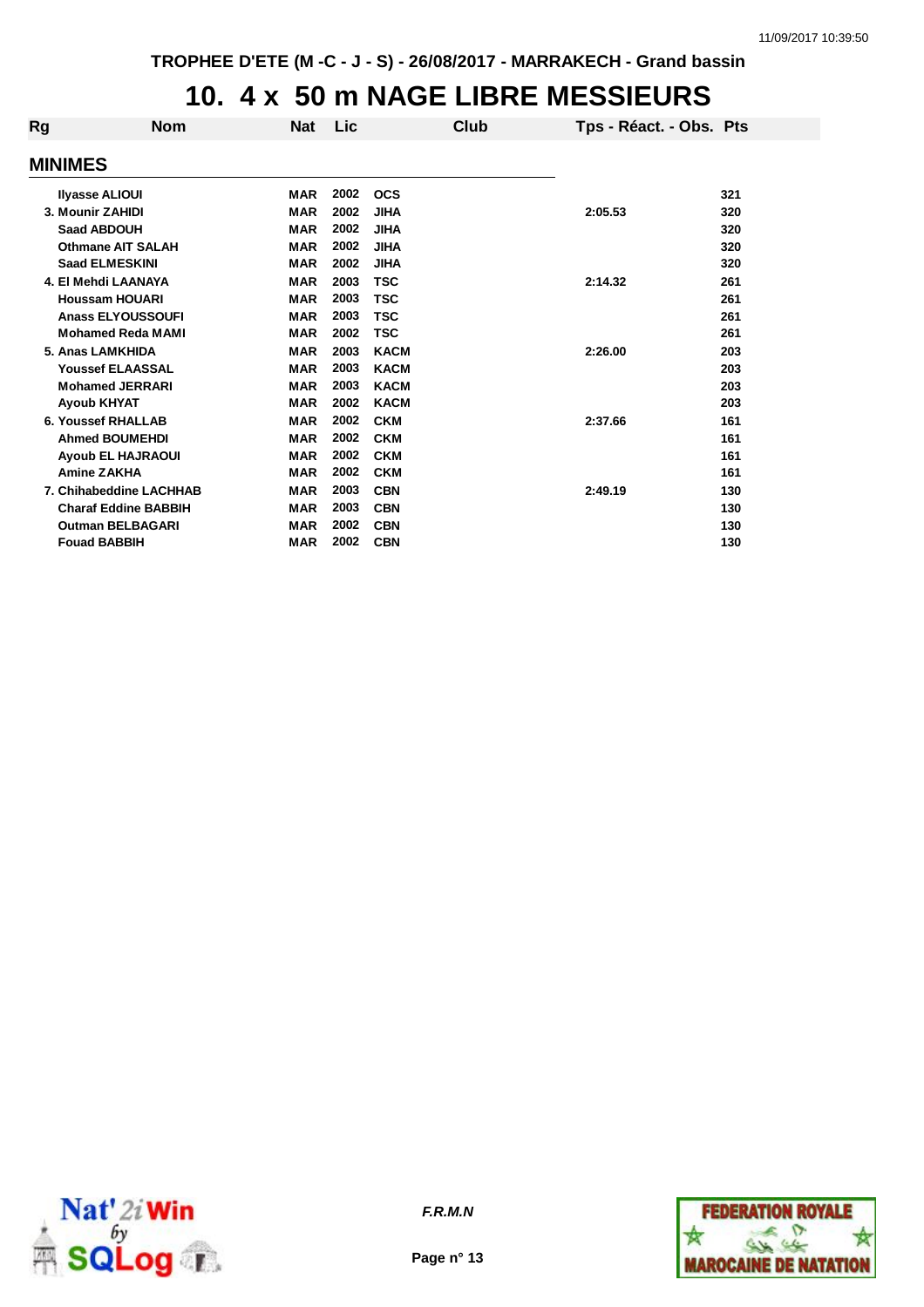TROPHEE D'ETE (M -C - J - S) - 26/08/2017 - MARRAKECH - Grand bassin

# 10. 4 x 50 m NAGE LIBRE MESSIEURS

| Rg | Nom | Nat | Lic | Club | Tps - Réact. - Obs. | Pts |
|---|---|---|---|---|---|---|
| **MINIMES** | | | | | | |
| | Ilyasse ALIOUI | MAR | 2002 | OCS | | 321 |
| 3. | Mounir ZAHIDI | MAR | 2002 | JIHA | 2:05.53 | 320 |
| | Saad ABDOUH | MAR | 2002 | JIHA | | 320 |
| | Othmane AIT SALAH | MAR | 2002 | JIHA | | 320 |
| | Saad ELMESKINI | MAR | 2002 | JIHA | | 320 |
| 4. | El Mehdi LAANAYA | MAR | 2003 | TSC | 2:14.32 | 261 |
| | Houssam HOUARI | MAR | 2003 | TSC | | 261 |
| | Anass ELYOUSSOUFI | MAR | 2003 | TSC | | 261 |
| | Mohamed Reda MAMI | MAR | 2002 | TSC | | 261 |
| 5. | Anas LAMKHIDA | MAR | 2003 | KACM | 2:26.00 | 203 |
| | Youssef ELAASSAL | MAR | 2003 | KACM | | 203 |
| | Mohamed JERRARI | MAR | 2003 | KACM | | 203 |
| | Ayoub KHYAT | MAR | 2002 | KACM | | 203 |
| 6. | Youssef RHALLAB | MAR | 2002 | CKM | 2:37.66 | 161 |
| | Ahmed BOUMEHDI | MAR | 2002 | CKM | | 161 |
| | Ayoub EL HAJRAOUI | MAR | 2002 | CKM | | 161 |
| | Amine ZAKHA | MAR | 2002 | CKM | | 161 |
| 7. | Chihabeddine LACHHAB | MAR | 2003 | CBN | 2:49.19 | 130 |
| | Charaf Eddine BABBIH | MAR | 2003 | CBN | | 130 |
| | Outman BELBAGARI | MAR | 2002 | CBN | | 130 |
| | Fouad BABBIH | MAR | 2002 | CBN | | 130 |

*F.R.M.N*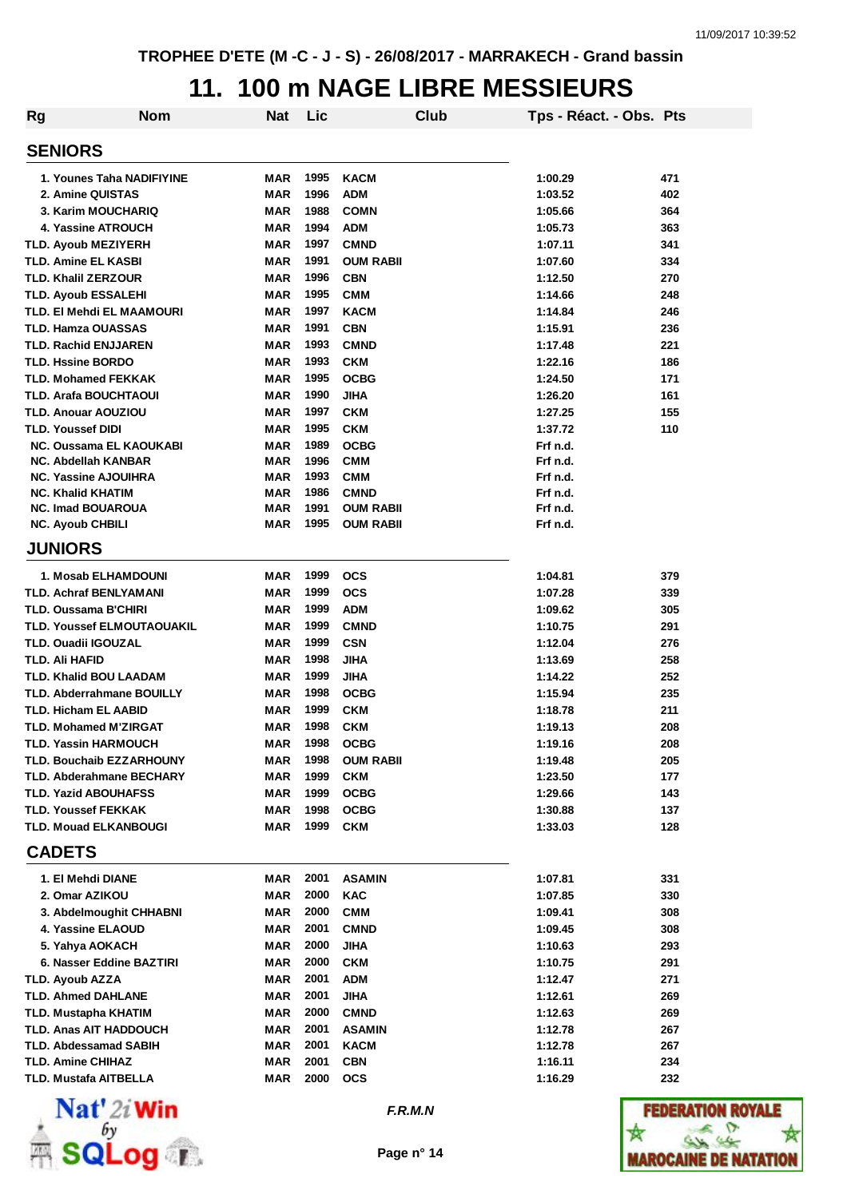TROPHEE D'ETE (M -C - J - S) - 26/08/2017 - MARRAKECH - Grand bassin

# 11. 100 m NAGE LIBRE MESSIEURS

| Rg | Nom | Nat | Lic | Club | Tps - Réact. - Obs. | Pts |
|---|---|---|---|---|---|---|
| **SENIORS** | | | | | | |
| 1. | Younes Taha NADIFIYINE | MAR | 1995 | KACM | 1:00.29 | 471 |
| 2. | Amine QUISTAS | MAR | 1996 | ADM | 1:03.52 | 402 |
| 3. | Karim MOUCHARIQ | MAR | 1988 | COMN | 1:05.66 | 364 |
| 4. | Yassine ATROUCH | MAR | 1994 | ADM | 1:05.73 | 363 |
| TLD. | Ayoub MEZIYERH | MAR | 1997 | CMND | 1:07.11 | 341 |
| TLD. | Amine EL KASBI | MAR | 1991 | OUM RABII | 1:07.60 | 334 |
| TLD. | Khalil ZERZOUR | MAR | 1996 | CBN | 1:12.50 | 270 |
| TLD. | Ayoub ESSALEHI | MAR | 1995 | CMM | 1:14.66 | 248 |
| TLD. | El Mehdi EL MAAMOURI | MAR | 1997 | KACM | 1:14.84 | 246 |
| TLD. | Hamza OUASSAS | MAR | 1991 | CBN | 1:15.91 | 236 |
| TLD. | Rachid ENJJAREN | MAR | 1993 | CMND | 1:17.48 | 221 |
| TLD. | Hssine BORDO | MAR | 1993 | CKM | 1:22.16 | 186 |
| TLD. | Mohamed FEKKAK | MAR | 1995 | OCBG | 1:24.50 | 171 |
| TLD. | Arafa BOUCHTAOUI | MAR | 1990 | JIHA | 1:26.20 | 161 |
| TLD. | Anouar AOUZIOU | MAR | 1997 | CKM | 1:27.25 | 155 |
| TLD. | Youssef DIDI | MAR | 1995 | CKM | 1:37.72 | 110 |
| NC. | Oussama EL KAOUKABI | MAR | 1989 | OCBG | Frf n.d. | |
| NC. | Abdellah KANBAR | MAR | 1996 | CMM | Frf n.d. | |
| NC. | Yassine AJOUIHRA | MAR | 1993 | CMM | Frf n.d. | |
| NC. | Khalid KHATIM | MAR | 1986 | CMND | Frf n.d. | |
| NC. | Imad BOUAROUA | MAR | 1991 | OUM RABII | Frf n.d. | |
| NC. | Ayoub CHBILI | MAR | 1995 | OUM RABII | Frf n.d. | |
| **JUNIORS** | | | | | | |
| 1. | Mosab ELHAMDOUNI | MAR | 1999 | OCS | 1:04.81 | 379 |
| TLD. | Achraf BENLYAMANI | MAR | 1999 | OCS | 1:07.28 | 339 |
| TLD. | Oussama B'CHIRI | MAR | 1999 | ADM | 1:09.62 | 305 |
| TLD. | Youssef ELMOUTAOUAKIL | MAR | 1999 | CMND | 1:10.75 | 291 |
| TLD. | Ouadii IGOUZAL | MAR | 1999 | CSN | 1:12.04 | 276 |
| TLD. | Ali HAFID | MAR | 1998 | JIHA | 1:13.69 | 258 |
| TLD. | Khalid BOU LAADAM | MAR | 1999 | JIHA | 1:14.22 | 252 |
| TLD. | Abderrahmane BOUILLY | MAR | 1998 | OCBG | 1:15.94 | 235 |
| TLD. | Hicham EL AABID | MAR | 1999 | CKM | 1:18.78 | 211 |
| TLD. | Mohamed M'ZIRGAT | MAR | 1998 | CKM | 1:19.13 | 208 |
| TLD. | Yassin HARMOUCH | MAR | 1998 | OCBG | 1:19.16 | 208 |
| TLD. | Bouchaib EZZARHOUNY | MAR | 1998 | OUM RABII | 1:19.48 | 205 |
| TLD. | Abderahmane BECHARY | MAR | 1999 | CKM | 1:23.50 | 177 |
| TLD. | Yazid ABOUHAFSS | MAR | 1999 | OCBG | 1:29.66 | 143 |
| TLD. | Youssef FEKKAK | MAR | 1998 | OCBG | 1:30.88 | 137 |
| TLD. | Mouad ELKANBOUGI | MAR | 1999 | CKM | 1:33.03 | 128 |
| **CADETS** | | | | | | |
| 1. | El Mehdi DIANE | MAR | 2001 | ASAMIN | 1:07.81 | 331 |
| 2. | Omar AZIKOU | MAR | 2000 | KAC | 1:07.85 | 330 |
| 3. | Abdelmoughit CHHABNI | MAR | 2000 | CMM | 1:09.41 | 308 |
| 4. | Yassine ELAOUD | MAR | 2001 | CMND | 1:09.45 | 308 |
| 5. | Yahya AOKACH | MAR | 2000 | JIHA | 1:10.63 | 293 |
| 6. | Nasser Eddine BAZTIRI | MAR | 2000 | CKM | 1:10.75 | 291 |
| TLD. | Ayoub AZZA | MAR | 2001 | ADM | 1:12.47 | 271 |
| TLD. | Ahmed DAHLANE | MAR | 2001 | JIHA | 1:12.61 | 269 |
| TLD. | Mustapha KHATIM | MAR | 2000 | CMND | 1:12.63 | 269 |
| TLD. | Anas AIT HADDOUCH | MAR | 2001 | ASAMIN | 1:12.78 | 267 |
| TLD. | Abdessamad SABIH | MAR | 2001 | KACM | 1:12.78 | 267 |
| TLD. | Amine CHIHAZ | MAR | 2001 | CBN | 1:16.11 | 234 |
| TLD. | Mustafa AITBELLA | MAR | 2000 | OCS | 1:16.29 | 232 |

F.R.M.N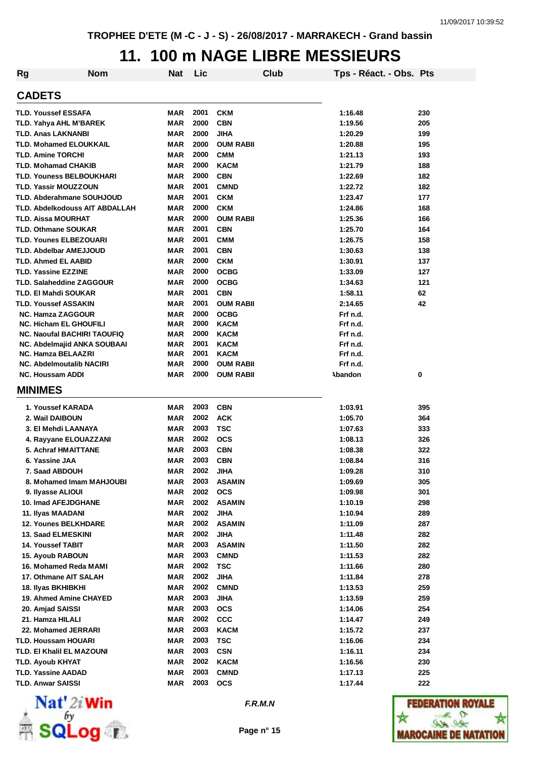TROPHEE D'ETE (M -C - J - S) - 26/08/2017 - MARRAKECH - Grand bassin

# 11. 100 m NAGE LIBRE MESSIEURS

| Rg | Nom | Nat | Lic | Club | Tps - Réact. - Obs. | Pts |
|---|---|---|---|---|---|---|
| **CADETS** | | | | | | |
| TLD. | Youssef ESSAFA | MAR | 2001 | CKM | 1:16.48 | 230 |
| TLD. | Yahya AHL M'BAREK | MAR | 2000 | CBN | 1:19.56 | 205 |
| TLD. | Anas LAKNANBI | MAR | 2000 | JIHA | 1:20.29 | 199 |
| TLD. | Mohamed ELOUKKAIL | MAR | 2000 | OUM RABII | 1:20.88 | 195 |
| TLD. | Amine TORCHI | MAR | 2000 | CMM | 1:21.13 | 193 |
| TLD. | Mohamad CHAKIB | MAR | 2000 | KACM | 1:21.79 | 188 |
| TLD. | Youness BELBOUKHARI | MAR | 2000 | CBN | 1:22.69 | 182 |
| TLD. | Yassir MOUZZOUN | MAR | 2001 | CMND | 1:22.72 | 182 |
| TLD. | Abderahmane SOUHJOUD | MAR | 2001 | CKM | 1:23.47 | 177 |
| TLD. | Abdelkodouss AIT ABDALLAH | MAR | 2000 | CKM | 1:24.86 | 168 |
| TLD. | Aissa MOURHAT | MAR | 2000 | OUM RABII | 1:25.36 | 166 |
| TLD. | Othmane SOUKAR | MAR | 2001 | CBN | 1:25.70 | 164 |
| TLD. | Younes ELBEZOUARI | MAR | 2001 | CMM | 1:26.75 | 158 |
| TLD. | Abdelbar AMEJJOUD | MAR | 2001 | CBN | 1:30.63 | 138 |
| TLD. | Ahmed EL AABID | MAR | 2000 | CKM | 1:30.91 | 137 |
| TLD. | Yassine EZZINE | MAR | 2000 | OCBG | 1:33.09 | 127 |
| TLD. | Salaheddine ZAGGOUR | MAR | 2000 | OCBG | 1:34.63 | 121 |
| TLD. | El Mahdi SOUKAR | MAR | 2001 | CBN | 1:58.11 | 62 |
| TLD. | Youssef ASSAKIN | MAR | 2001 | OUM RABII | 2:14.65 | 42 |
| NC. | Hamza ZAGGOUR | MAR | 2000 | OCBG | Frf n.d. | |
| NC. | Hicham EL GHOUFILI | MAR | 2000 | KACM | Frf n.d. | |
| NC. | Naoufal BACHIRI TAOUFIQ | MAR | 2000 | KACM | Frf n.d. | |
| NC. | Abdelmajid ANKA SOUBAAI | MAR | 2001 | KACM | Frf n.d. | |
| NC. | Hamza BELAAZRI | MAR | 2001 | KACM | Frf n.d. | |
| NC. | Abdelmoutalib NACIRI | MAR | 2000 | OUM RABII | Frf n.d. | |
| NC. | Houssam ADDI | MAR | 2000 | OUM RABII | Abandon | 0 |
| **MINIMES** | | | | | | |
| 1. | Youssef KARADA | MAR | 2003 | CBN | 1:03.91 | 395 |
| 2. | Wail DAIBOUN | MAR | 2002 | ACK | 1:05.70 | 364 |
| 3. | El Mehdi LAANAYA | MAR | 2003 | TSC | 1:07.63 | 333 |
| 4. | Rayyane ELOUAZZANI | MAR | 2002 | OCS | 1:08.13 | 326 |
| 5. | Achraf HMAITTANE | MAR | 2003 | CBN | 1:08.38 | 322 |
| 6. | Yassine JAA | MAR | 2003 | CBN | 1:08.84 | 316 |
| 7. | Saad ABDOUH | MAR | 2002 | JIHA | 1:09.28 | 310 |
| 8. | Mohamed Imam MAHJOUBI | MAR | 2003 | ASAMIN | 1:09.69 | 305 |
| 9. | Ilyasse ALIOUI | MAR | 2002 | OCS | 1:09.98 | 301 |
| 10. | Imad AFEJDGHANE | MAR | 2002 | ASAMIN | 1:10.19 | 298 |
| 11. | Ilyas MAADANI | MAR | 2002 | JIHA | 1:10.94 | 289 |
| 12. | Younes BELKHDARE | MAR | 2002 | ASAMIN | 1:11.09 | 287 |
| 13. | Saad ELMESKINI | MAR | 2002 | JIHA | 1:11.48 | 282 |
| 14. | Youssef TABIT | MAR | 2003 | ASAMIN | 1:11.50 | 282 |
| 15. | Ayoub RABOUN | MAR | 2003 | CMND | 1:11.53 | 282 |
| 16. | Mohamed Reda MAMI | MAR | 2002 | TSC | 1:11.66 | 280 |
| 17. | Othmane AIT SALAH | MAR | 2002 | JIHA | 1:11.84 | 278 |
| 18. | Ilyas BKHIBKHI | MAR | 2002 | CMND | 1:13.53 | 259 |
| 19. | Ahmed Amine CHAYED | MAR | 2003 | JIHA | 1:13.59 | 259 |
| 20. | Amjad SAISSI | MAR | 2003 | OCS | 1:14.06 | 254 |
| 21. | Hamza HILALI | MAR | 2002 | CCC | 1:14.47 | 249 |
| 22. | Mohamed JERRARI | MAR | 2003 | KACM | 1:15.72 | 237 |
| TLD. | Houssam HOUARI | MAR | 2003 | TSC | 1:16.06 | 234 |
| TLD. | El Khalil EL MAZOUNI | MAR | 2003 | CSN | 1:16.11 | 234 |
| TLD. | Ayoub KHYAT | MAR | 2002 | KACM | 1:16.56 | 230 |
| TLD. | Yassine AADAD | MAR | 2003 | CMND | 1:17.13 | 225 |
| TLD. | Anwar SAISSI | MAR | 2003 | OCS | 1:17.44 | 222 |

*F.R.M.N*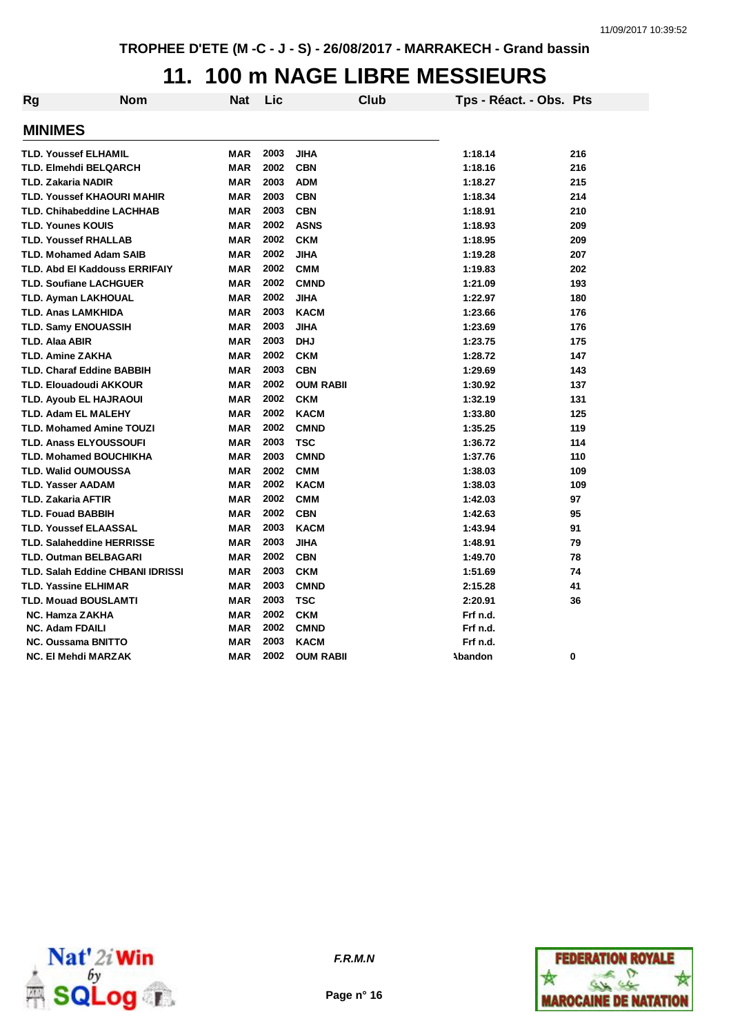TROPHEE D'ETE (M -C - J - S) - 26/08/2017 - MARRAKECH - Grand bassin

# 11. 100 m NAGE LIBRE MESSIEURS

| Rg | Nom | Nat | Lic | Club | Tps - Réact. - Obs. | Pts |
|---|---|---|---|---|---|---|
| **MINIMES** | | | | | | |
| TLD. | Youssef ELHAMIL | MAR | 2003 | JIHA | 1:18.14 | 216 |
| TLD. | Elmehdi BELQARCH | MAR | 2002 | CBN | 1:18.16 | 216 |
| TLD. | Zakaria NADIR | MAR | 2003 | ADM | 1:18.27 | 215 |
| TLD. | Youssef KHAOURI MAHIR | MAR | 2003 | CBN | 1:18.34 | 214 |
| TLD. | Chihabeddine LACHHAB | MAR | 2003 | CBN | 1:18.91 | 210 |
| TLD. | Younes KOUIS | MAR | 2002 | ASNS | 1:18.93 | 209 |
| TLD. | Youssef RHALLAB | MAR | 2002 | CKM | 1:18.95 | 209 |
| TLD. | Mohamed Adam SAIB | MAR | 2002 | JIHA | 1:19.28 | 207 |
| TLD. | Abd El Kaddouss ERRIFAIY | MAR | 2002 | CMM | 1:19.83 | 202 |
| TLD. | Soufiane LACHGUER | MAR | 2002 | CMND | 1:21.09 | 193 |
| TLD. | Ayman LAKHOUAL | MAR | 2002 | JIHA | 1:22.97 | 180 |
| TLD. | Anas LAMKHIDA | MAR | 2003 | KACM | 1:23.66 | 176 |
| TLD. | Samy ENOUASSIH | MAR | 2003 | JIHA | 1:23.69 | 176 |
| TLD. | Alaa ABIR | MAR | 2003 | DHJ | 1:23.75 | 175 |
| TLD. | Amine ZAKHA | MAR | 2002 | CKM | 1:28.72 | 147 |
| TLD. | Charaf Eddine BABBIH | MAR | 2003 | CBN | 1:29.69 | 143 |
| TLD. | Elouadoudi AKKOUR | MAR | 2002 | OUM RABII | 1:30.92 | 137 |
| TLD. | Ayoub EL HAJRAOUI | MAR | 2002 | CKM | 1:32.19 | 131 |
| TLD. | Adam EL MALEHY | MAR | 2002 | KACM | 1:33.80 | 125 |
| TLD. | Mohamed Amine TOUZI | MAR | 2002 | CMND | 1:35.25 | 119 |
| TLD. | Anass ELYOUSSOUFI | MAR | 2003 | TSC | 1:36.72 | 114 |
| TLD. | Mohamed BOUCHIKHA | MAR | 2003 | CMND | 1:37.76 | 110 |
| TLD. | Walid OUMOUSSA | MAR | 2002 | CMM | 1:38.03 | 109 |
| TLD. | Yasser AADAM | MAR | 2002 | KACM | 1:38.03 | 109 |
| TLD. | Zakaria AFTIR | MAR | 2002 | CMM | 1:42.03 | 97 |
| TLD. | Fouad BABBIH | MAR | 2002 | CBN | 1:42.63 | 95 |
| TLD. | Youssef ELAASSAL | MAR | 2003 | KACM | 1:43.94 | 91 |
| TLD. | Salaheddine HERRISSE | MAR | 2003 | JIHA | 1:48.91 | 79 |
| TLD. | Outman BELBAGARI | MAR | 2002 | CBN | 1:49.70 | 78 |
| TLD. | Salah Eddine CHBANI IDRISSI | MAR | 2003 | CKM | 1:51.69 | 74 |
| TLD. | Yassine ELHIMAR | MAR | 2003 | CMND | 2:15.28 | 41 |
| TLD. | Mouad BOUSLAMTI | MAR | 2003 | TSC | 2:20.91 | 36 |
| NC. | Hamza ZAKHA | MAR | 2002 | CKM | Frf n.d. | |
| NC. | Adam FDAILI | MAR | 2002 | CMND | Frf n.d. | |
| NC. | Oussama BNITTO | MAR | 2003 | KACM | Frf n.d. | |
| NC. | El Mehdi MARZAK | MAR | 2002 | OUM RABII | Abandon | 0 |

F.R.M.N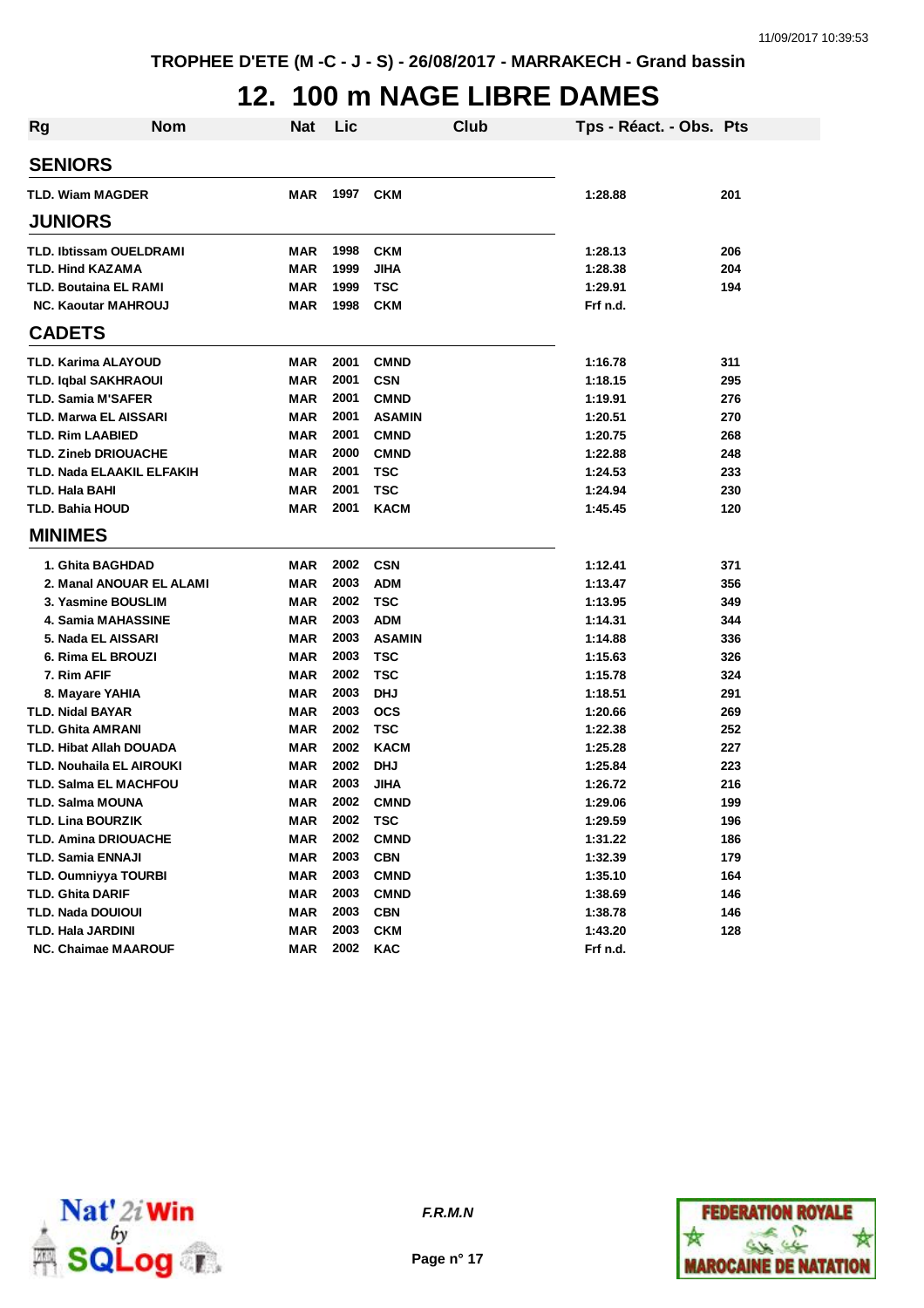TROPHEE D'ETE (M -C - J - S) - 26/08/2017 - MARRAKECH - Grand bassin

# 12. 100 m NAGE LIBRE DAMES

| Rg | Nom | Nat | Lic | Club | Tps - Réact. - Obs. | Pts |
|---|---|---|---|---|---|---|
| **SENIORS** | | | | | | |
| TLD. | Wiam MAGDER | MAR | 1997 | CKM | 1:28.88 | 201 |
| **JUNIORS** | | | | | | |
| TLD. | Ibtissam OUELDRAMI | MAR | 1998 | CKM | 1:28.13 | 206 |
| TLD. | Hind KAZAMA | MAR | 1999 | JIHA | 1:28.38 | 204 |
| TLD. | Boutaina EL RAMI | MAR | 1999 | TSC | 1:29.91 | 194 |
| NC. | Kaoutar MAHROUJ | MAR | 1998 | CKM | Frf n.d. | |
| **CADETS** | | | | | | |
| TLD. | Karima ALAYOUD | MAR | 2001 | CMND | 1:16.78 | 311 |
| TLD. | Iqbal SAKHRAOUI | MAR | 2001 | CSN | 1:18.15 | 295 |
| TLD. | Samia M'SAFER | MAR | 2001 | CMND | 1:19.91 | 276 |
| TLD. | Marwa EL AISSARI | MAR | 2001 | ASAMIN | 1:20.51 | 270 |
| TLD. | Rim LAABIED | MAR | 2001 | CMND | 1:20.75 | 268 |
| TLD. | Zineb DRIOUACHE | MAR | 2000 | CMND | 1:22.88 | 248 |
| TLD. | Nada ELAAKIL ELFAKIH | MAR | 2001 | TSC | 1:24.53 | 233 |
| TLD. | Hala BAHI | MAR | 2001 | TSC | 1:24.94 | 230 |
| TLD. | Bahia HOUD | MAR | 2001 | KACM | 1:45.45 | 120 |
| **MINIMES** | | | | | | |
| 1. | Ghita BAGHDAD | MAR | 2002 | CSN | 1:12.41 | 371 |
| 2. | Manal ANOUAR EL ALAMI | MAR | 2003 | ADM | 1:13.47 | 356 |
| 3. | Yasmine BOUSLIM | MAR | 2002 | TSC | 1:13.95 | 349 |
| 4. | Samia MAHASSINE | MAR | 2003 | ADM | 1:14.31 | 344 |
| 5. | Nada EL AISSARI | MAR | 2003 | ASAMIN | 1:14.88 | 336 |
| 6. | Rima EL BROUZI | MAR | 2003 | TSC | 1:15.63 | 326 |
| 7. | Rim AFIF | MAR | 2002 | TSC | 1:15.78 | 324 |
| 8. | Mayare YAHIA | MAR | 2003 | DHJ | 1:18.51 | 291 |
| TLD. | Nidal BAYAR | MAR | 2003 | OCS | 1:20.66 | 269 |
| TLD. | Ghita AMRANI | MAR | 2002 | TSC | 1:22.38 | 252 |
| TLD. | Hibat Allah DOUADA | MAR | 2002 | KACM | 1:25.28 | 227 |
| TLD. | Nouhaila EL AIROUKI | MAR | 2002 | DHJ | 1:25.84 | 223 |
| TLD. | Salma EL MACHFOU | MAR | 2003 | JIHA | 1:26.72 | 216 |
| TLD. | Salma MOUNA | MAR | 2002 | CMND | 1:29.06 | 199 |
| TLD. | Lina BOURZIK | MAR | 2002 | TSC | 1:29.59 | 196 |
| TLD. | Amina DRIOUACHE | MAR | 2002 | CMND | 1:31.22 | 186 |
| TLD. | Samia ENNAJI | MAR | 2003 | CBN | 1:32.39 | 179 |
| TLD. | Oumniyya TOURBI | MAR | 2003 | CMND | 1:35.10 | 164 |
| TLD. | Ghita DARIF | MAR | 2003 | CMND | 1:38.69 | 146 |
| TLD. | Nada DOUIOUI | MAR | 2003 | CBN | 1:38.78 | 146 |
| TLD. | Hala JARDINI | MAR | 2003 | CKM | 1:43.20 | 128 |
| NC. | Chaimae MAAROUF | MAR | 2002 | KAC | Frf n.d. | |

*F.R.M.N*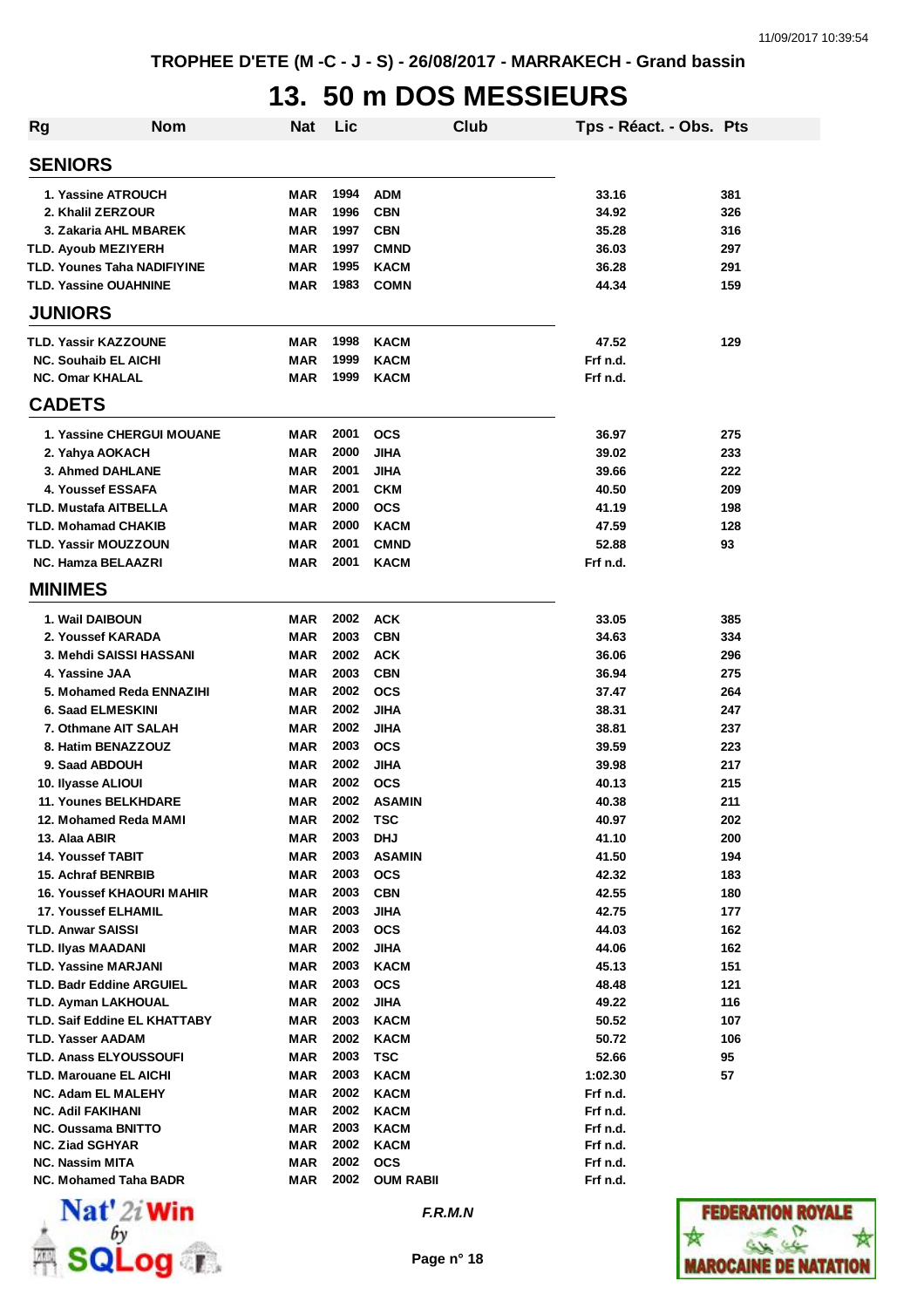TROPHEE D'ETE (M -C - J - S) - 26/08/2017 - MARRAKECH - Grand bassin

# 13. 50 m DOS MESSIEURS

| Rg | Nom | Nat | Lic | Club | Tps - Réact. - Obs. | Pts |
|---|---|---|---|---|---|---|
| **SENIORS** | | | | | | |
| 1. | Yassine ATROUCH | MAR | 1994 | ADM | 33.16 | 381 |
| 2. | Khalil ZERZOUR | MAR | 1996 | CBN | 34.92 | 326 |
| 3. | Zakaria AHL MBAREK | MAR | 1997 | CBN | 35.28 | 316 |
| TLD. | Ayoub MEZIYERH | MAR | 1997 | CMND | 36.03 | 297 |
| TLD. | Younes Taha NADIFIYINE | MAR | 1995 | KACM | 36.28 | 291 |
| TLD. | Yassine OUAHNINE | MAR | 1983 | COMN | 44.34 | 159 |
| **JUNIORS** | | | | | | |
| TLD. | Yassir KAZZOUNE | MAR | 1998 | KACM | 47.52 | 129 |
| NC. | Souhaib EL AICHI | MAR | 1999 | KACM | Frf n.d. | |
| NC. | Omar KHALAL | MAR | 1999 | KACM | Frf n.d. | |
| **CADETS** | | | | | | |
| 1. | Yassine CHERGUI MOUANE | MAR | 2001 | OCS | 36.97 | 275 |
| 2. | Yahya AOKACH | MAR | 2000 | JIHA | 39.02 | 233 |
| 3. | Ahmed DAHLANE | MAR | 2001 | JIHA | 39.66 | 222 |
| 4. | Youssef ESSAFA | MAR | 2001 | CKM | 40.50 | 209 |
| TLD. | Mustafa AITBELLA | MAR | 2000 | OCS | 41.19 | 198 |
| TLD. | Mohamad CHAKIB | MAR | 2000 | KACM | 47.59 | 128 |
| TLD. | Yassir MOUZZOUN | MAR | 2001 | CMND | 52.88 | 93 |
| NC. | Hamza BELAAZRI | MAR | 2001 | KACM | Frf n.d. | |
| **MINIMES** | | | | | | |
| 1. | Wail DAIBOUN | MAR | 2002 | ACK | 33.05 | 385 |
| 2. | Youssef KARADA | MAR | 2003 | CBN | 34.63 | 334 |
| 3. | Mehdi SAISSI HASSANI | MAR | 2002 | ACK | 36.06 | 296 |
| 4. | Yassine JAA | MAR | 2003 | CBN | 36.94 | 275 |
| 5. | Mohamed Reda ENNAZIHI | MAR | 2002 | OCS | 37.47 | 264 |
| 6. | Saad ELMESKINI | MAR | 2002 | JIHA | 38.31 | 247 |
| 7. | Othmane AIT SALAH | MAR | 2002 | JIHA | 38.81 | 237 |
| 8. | Hatim BENAZZOUZ | MAR | 2003 | OCS | 39.59 | 223 |
| 9. | Saad ABDOUH | MAR | 2002 | JIHA | 39.98 | 217 |
| 10. | Ilyasse ALIOUI | MAR | 2002 | OCS | 40.13 | 215 |
| 11. | Younes BELKHDARE | MAR | 2002 | ASAMIN | 40.38 | 211 |
| 12. | Mohamed Reda MAMI | MAR | 2002 | TSC | 40.97 | 202 |
| 13. | Alaa ABIR | MAR | 2003 | DHJ | 41.10 | 200 |
| 14. | Youssef TABIT | MAR | 2003 | ASAMIN | 41.50 | 194 |
| 15. | Achraf BENRBIB | MAR | 2003 | OCS | 42.32 | 183 |
| 16. | Youssef KHAOURI MAHIR | MAR | 2003 | CBN | 42.55 | 180 |
| 17. | Youssef ELHAMIL | MAR | 2003 | JIHA | 42.75 | 177 |
| TLD. | Anwar SAISSI | MAR | 2003 | OCS | 44.03 | 162 |
| TLD. | Ilyas MAADANI | MAR | 2002 | JIHA | 44.06 | 162 |
| TLD. | Yassine MARJANI | MAR | 2003 | KACM | 45.13 | 151 |
| TLD. | Badr Eddine ARGUIEL | MAR | 2003 | OCS | 48.48 | 121 |
| TLD. | Ayman LAKHOUAL | MAR | 2002 | JIHA | 49.22 | 116 |
| TLD. | Saif Eddine EL KHATTABY | MAR | 2003 | KACM | 50.52 | 107 |
| TLD. | Yasser AADAM | MAR | 2002 | KACM | 50.72 | 106 |
| TLD. | Anass ELYOUSSOUFI | MAR | 2003 | TSC | 52.66 | 95 |
| TLD. | Marouane EL AICHI | MAR | 2003 | KACM | 1:02.30 | 57 |
| NC. | Adam EL MALEHY | MAR | 2002 | KACM | Frf n.d. | |
| NC. | Adil FAKIHANI | MAR | 2002 | KACM | Frf n.d. | |
| NC. | Oussama BNITTO | MAR | 2003 | KACM | Frf n.d. | |
| NC. | Ziad SGHYAR | MAR | 2002 | KACM | Frf n.d. | |
| NC. | Nassim MITA | MAR | 2002 | OCS | Frf n.d. | |
| NC. | Mohamed Taha BADR | MAR | 2002 | OUM RABII | Frf n.d. | |

*F.R.M.N*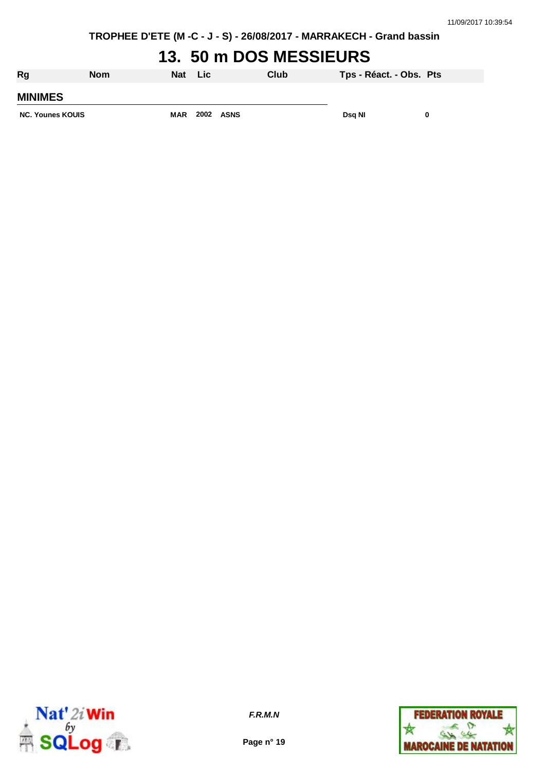TROPHEE D'ETE (M -C - J - S) - 26/08/2017 - MARRAKECH - Grand bassin

# 13. 50 m DOS MESSIEURS

| Rg | Nom | Nat | Lic | Club | Tps - Réact. - Obs. | Pts |
|---|---|---|---|---|---|---|
| **MINIMES** | | | | | | |
| NC. | Younes KOUIS | MAR | 2002 | ASNS | Dsq NI | 0 |

*F.R.M.N*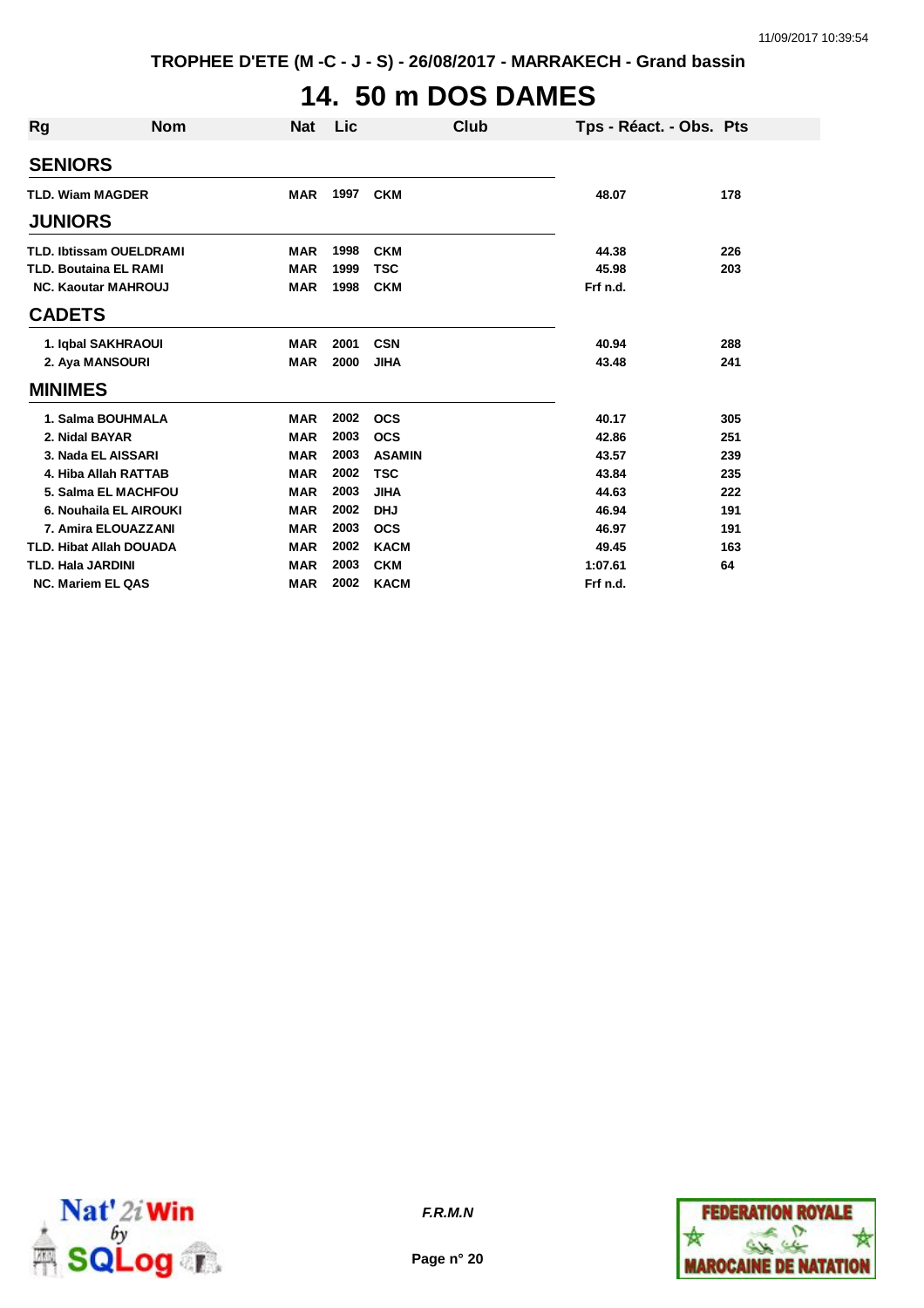TROPHEE D'ETE (M -C - J - S) - 26/08/2017 - MARRAKECH - Grand bassin

# 14. 50 m DOS DAMES

| Rg | Nom | Nat | Lic | Club | Tps - Réact. - Obs. | Pts |
|---|---|---|---|---|---|---|
| **SENIORS** | | | | | | |
| TLD. | Wiam MAGDER | MAR | 1997 | CKM | 48.07 | 178 |
| **JUNIORS** | | | | | | |
| TLD. | Ibtissam OUELDRAMI | MAR | 1998 | CKM | 44.38 | 226 |
| TLD. | Boutaina EL RAMI | MAR | 1999 | TSC | 45.98 | 203 |
| NC. | Kaoutar MAHROUJ | MAR | 1998 | CKM | Frf n.d. | |
| **CADETS** | | | | | | |
| 1. | Iqbal SAKHRAOUI | MAR | 2001 | CSN | 40.94 | 288 |
| 2. | Aya MANSOURI | MAR | 2000 | JIHA | 43.48 | 241 |
| **MINIMES** | | | | | | |
| 1. | Salma BOUHMALA | MAR | 2002 | OCS | 40.17 | 305 |
| 2. | Nidal BAYAR | MAR | 2003 | OCS | 42.86 | 251 |
| 3. | Nada EL AISSARI | MAR | 2003 | ASAMIN | 43.57 | 239 |
| 4. | Hiba Allah RATTAB | MAR | 2002 | TSC | 43.84 | 235 |
| 5. | Salma EL MACHFOU | MAR | 2003 | JIHA | 44.63 | 222 |
| 6. | Nouhaila EL AIROUKI | MAR | 2002 | DHJ | 46.94 | 191 |
| 7. | Amira ELOUAZZANI | MAR | 2003 | OCS | 46.97 | 191 |
| TLD. | Hibat Allah DOUADA | MAR | 2002 | KACM | 49.45 | 163 |
| TLD. | Hala JARDINI | MAR | 2003 | CKM | 1:07.61 | 64 |
| NC. | Mariem EL QAS | MAR | 2002 | KACM | Frf n.d. | |

*F.R.M.N*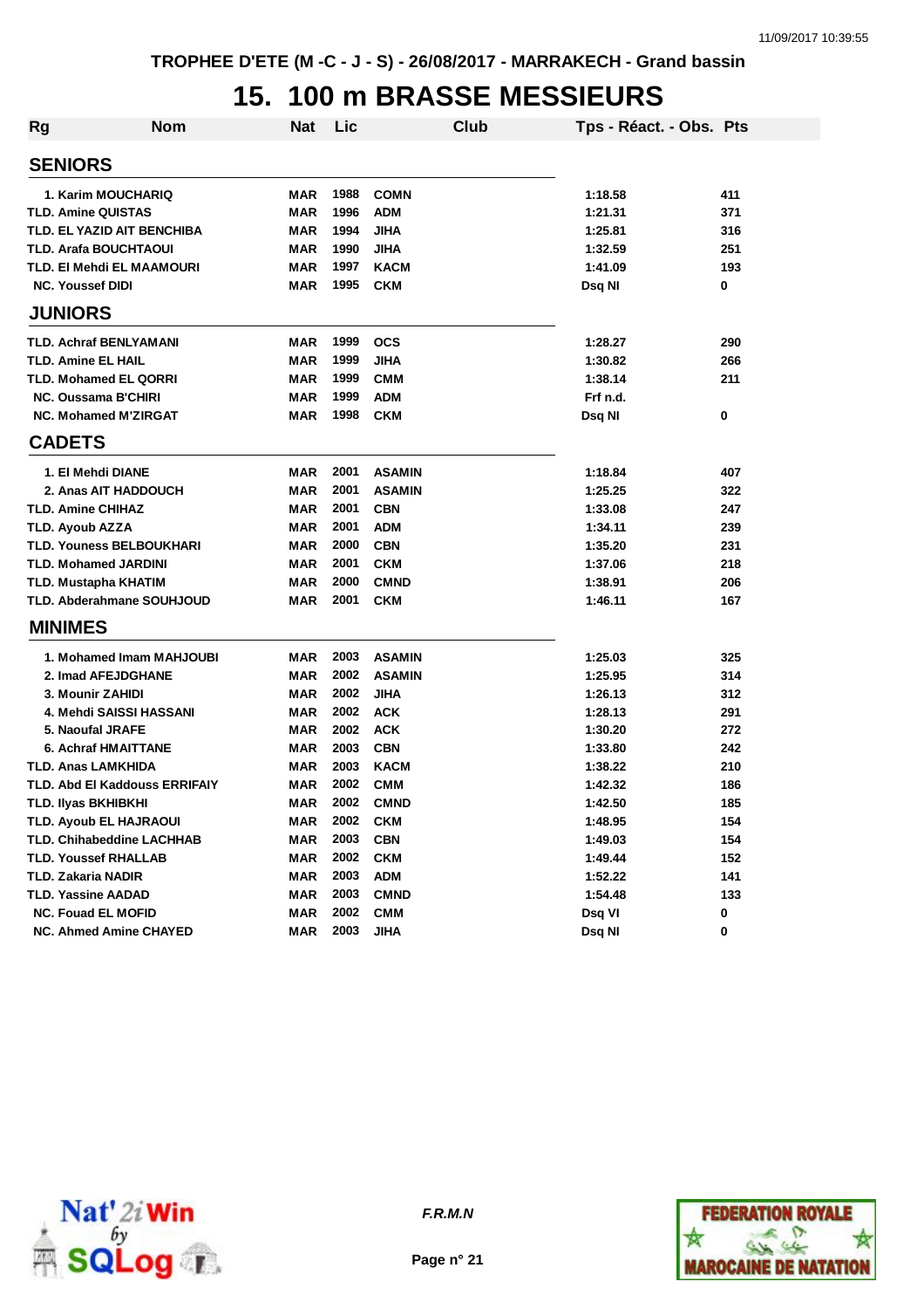TROPHEE D'ETE (M -C - J - S) - 26/08/2017 - MARRAKECH - Grand bassin

# 15. 100 m BRASSE MESSIEURS

| Rg | Nom | Nat | Lic | Club | Tps - Réact. - Obs. | Pts |
|---|---|---|---|---|---|---|
| **SENIORS** | | | | | | |
| 1. | Karim MOUCHARIQ | MAR | 1988 | COMN | 1:18.58 | 411 |
| TLD. | Amine QUISTAS | MAR | 1996 | ADM | 1:21.31 | 371 |
| TLD. | EL YAZID AIT BENCHIBA | MAR | 1994 | JIHA | 1:25.81 | 316 |
| TLD. | Arafa BOUCHTAOUI | MAR | 1990 | JIHA | 1:32.59 | 251 |
| TLD. | El Mehdi EL MAAMOURI | MAR | 1997 | KACM | 1:41.09 | 193 |
| NC. | Youssef DIDI | MAR | 1995 | CKM | Dsq NI | 0 |
| **JUNIORS** | | | | | | |
| TLD. | Achraf BENLYAMANI | MAR | 1999 | OCS | 1:28.27 | 290 |
| TLD. | Amine EL HAIL | MAR | 1999 | JIHA | 1:30.82 | 266 |
| TLD. | Mohamed EL QORRI | MAR | 1999 | CMM | 1:38.14 | 211 |
| NC. | Oussama B'CHIRI | MAR | 1999 | ADM | Frf n.d. | |
| NC. | Mohamed M'ZIRGAT | MAR | 1998 | CKM | Dsq NI | 0 |
| **CADETS** | | | | | | |
| 1. | El Mehdi DIANE | MAR | 2001 | ASAMIN | 1:18.84 | 407 |
| 2. | Anas AIT HADDOUCH | MAR | 2001 | ASAMIN | 1:25.25 | 322 |
| TLD. | Amine CHIHAZ | MAR | 2001 | CBN | 1:33.08 | 247 |
| TLD. | Ayoub AZZA | MAR | 2001 | ADM | 1:34.11 | 239 |
| TLD. | Youness BELBOUKHARI | MAR | 2000 | CBN | 1:35.20 | 231 |
| TLD. | Mohamed JARDINI | MAR | 2001 | CKM | 1:37.06 | 218 |
| TLD. | Mustapha KHATIM | MAR | 2000 | CMND | 1:38.91 | 206 |
| TLD. | Abderahmane SOUHJOUD | MAR | 2001 | CKM | 1:46.11 | 167 |
| **MINIMES** | | | | | | |
| 1. | Mohamed Imam MAHJOUBI | MAR | 2003 | ASAMIN | 1:25.03 | 325 |
| 2. | Imad AFEJDGHANE | MAR | 2002 | ASAMIN | 1:25.95 | 314 |
| 3. | Mounir ZAHIDI | MAR | 2002 | JIHA | 1:26.13 | 312 |
| 4. | Mehdi SAISSI HASSANI | MAR | 2002 | ACK | 1:28.13 | 291 |
| 5. | Naoufal JRAFE | MAR | 2002 | ACK | 1:30.20 | 272 |
| 6. | Achraf HMAITTANE | MAR | 2003 | CBN | 1:33.80 | 242 |
| TLD. | Anas LAMKHIDA | MAR | 2003 | KACM | 1:38.22 | 210 |
| TLD. | Abd El Kaddouss ERRIFAIY | MAR | 2002 | CMM | 1:42.32 | 186 |
| TLD. | Ilyas BKHIBKHI | MAR | 2002 | CMND | 1:42.50 | 185 |
| TLD. | Ayoub EL HAJRAOUI | MAR | 2002 | CKM | 1:48.95 | 154 |
| TLD. | Chihabeddine LACHHAB | MAR | 2003 | CBN | 1:49.03 | 154 |
| TLD. | Youssef RHALLAB | MAR | 2002 | CKM | 1:49.44 | 152 |
| TLD. | Zakaria NADIR | MAR | 2003 | ADM | 1:52.22 | 141 |
| TLD. | Yassine AADAD | MAR | 2003 | CMND | 1:54.48 | 133 |
| NC. | Fouad EL MOFID | MAR | 2002 | CMM | Dsq VI | 0 |
| NC. | Ahmed Amine CHAYED | MAR | 2003 | JIHA | Dsq NI | 0 |

*F.R.M.N*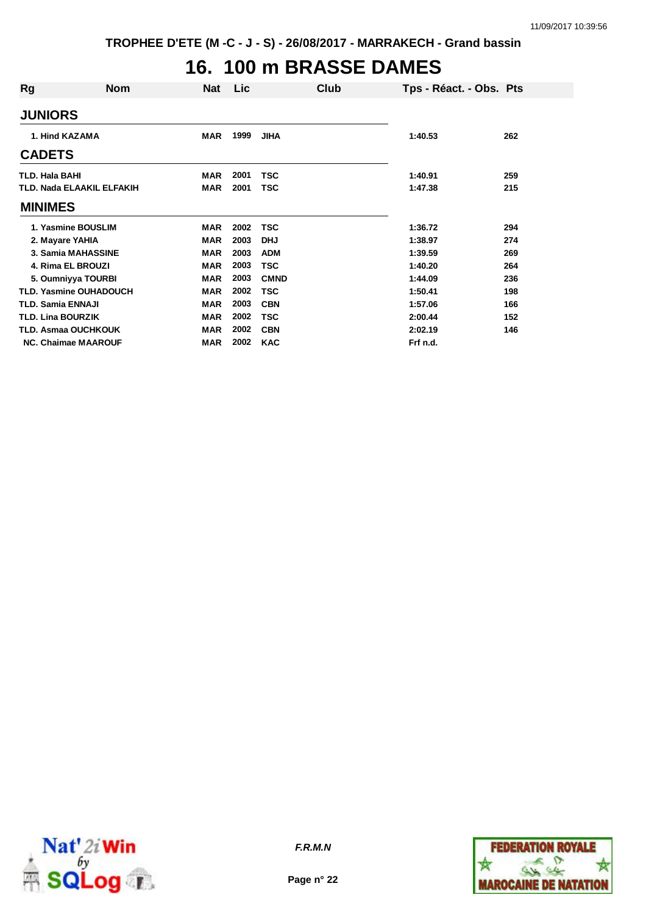TROPHEE D'ETE (M -C - J - S) - 26/08/2017 - MARRAKECH - Grand bassin

# 16. 100 m BRASSE DAMES

| Rg | Nom | Nat | Lic | Club | Tps - Réact. - Obs. | Pts |
|---|---|---|---|---|---|---|
| **JUNIORS** | | | | | | |
| 1. | Hind KAZAMA | MAR | 1999 | JIHA | 1:40.53 | 262 |
| **CADETS** | | | | | | |
| TLD. | Hala BAHI | MAR | 2001 | TSC | 1:40.91 | 259 |
| TLD. | Nada ELAAKIL ELFAKIH | MAR | 2001 | TSC | 1:47.38 | 215 |
| **MINIMES** | | | | | | |
| 1. | Yasmine BOUSLIM | MAR | 2002 | TSC | 1:36.72 | 294 |
| 2. | Mayare YAHIA | MAR | 2003 | DHJ | 1:38.97 | 274 |
| 3. | Samia MAHASSINE | MAR | 2003 | ADM | 1:39.59 | 269 |
| 4. | Rima EL BROUZI | MAR | 2003 | TSC | 1:40.20 | 264 |
| 5. | Oumniyya TOURBI | MAR | 2003 | CMND | 1:44.09 | 236 |
| TLD. | Yasmine OUHADOUCH | MAR | 2002 | TSC | 1:50.41 | 198 |
| TLD. | Samia ENNAJI | MAR | 2003 | CBN | 1:57.06 | 166 |
| TLD. | Lina BOURZIK | MAR | 2002 | TSC | 2:00.44 | 152 |
| TLD. | Asmaa OUCHKOUK | MAR | 2002 | CBN | 2:02.19 | 146 |
| NC. | Chaimae MAAROUF | MAR | 2002 | KAC | Frf n.d. | |

*F.R.M.N*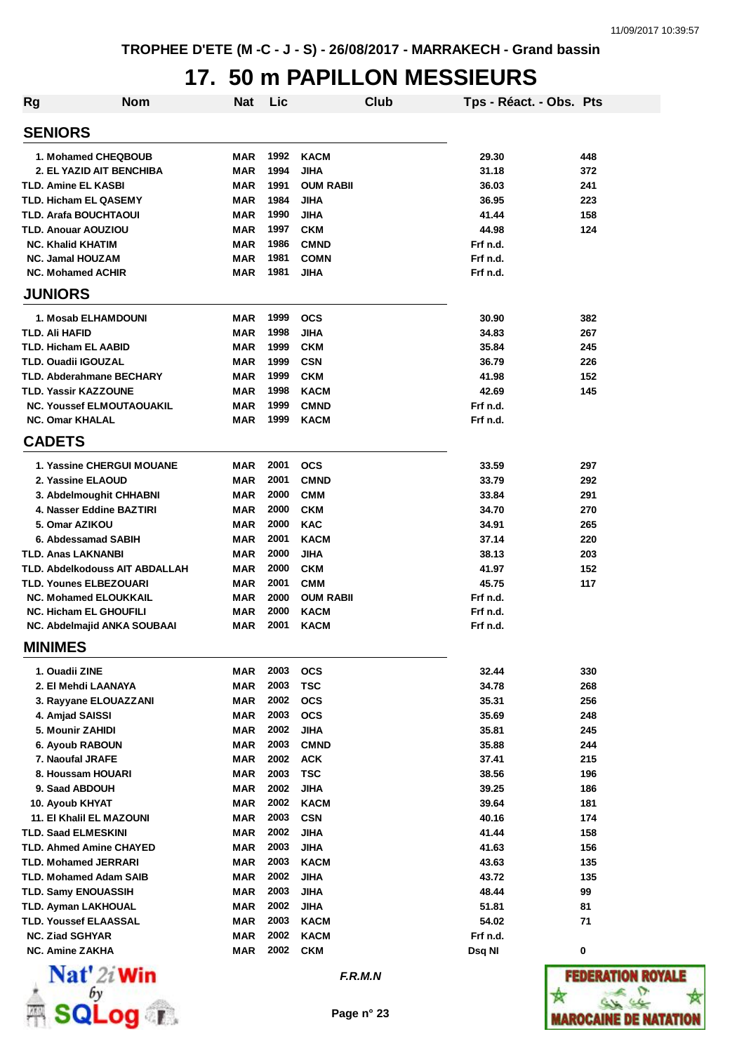TROPHEE D'ETE (M -C - J - S) - 26/08/2017 - MARRAKECH - Grand bassin

# 17. 50 m PAPILLON MESSIEURS

| Rg | Nom | Nat | Lic | Club | Tps - Réact. - Obs. | Pts |
|---|---|---|---|---|---|---|
| **SENIORS** | | | | | | |
| 1. | Mohamed CHEQBOUB | MAR | 1992 | KACM | 29.30 | 448 |
| 2. | EL YAZID AIT BENCHIBA | MAR | 1994 | JIHA | 31.18 | 372 |
| TLD. | Amine EL KASBI | MAR | 1991 | OUM RABII | 36.03 | 241 |
| TLD. | Hicham EL QASEMY | MAR | 1984 | JIHA | 36.95 | 223 |
| TLD. | Arafa BOUCHTAOUI | MAR | 1990 | JIHA | 41.44 | 158 |
| TLD. | Anouar AOUZIOU | MAR | 1997 | CKM | 44.98 | 124 |
| NC. | Khalid KHATIM | MAR | 1986 | CMND | Frf n.d. | |
| NC. | Jamal HOUZAM | MAR | 1981 | COMN | Frf n.d. | |
| NC. | Mohamed ACHIR | MAR | 1981 | JIHA | Frf n.d. | |
| **JUNIORS** | | | | | | |
| 1. | Mosab ELHAMDOUNI | MAR | 1999 | OCS | 30.90 | 382 |
| TLD. | Ali HAFID | MAR | 1998 | JIHA | 34.83 | 267 |
| TLD. | Hicham EL AABID | MAR | 1999 | CKM | 35.84 | 245 |
| TLD. | Ouadii IGOUZAL | MAR | 1999 | CSN | 36.79 | 226 |
| TLD. | Abderahmane BECHARY | MAR | 1999 | CKM | 41.98 | 152 |
| TLD. | Yassir KAZZOUNE | MAR | 1998 | KACM | 42.69 | 145 |
| NC. | Youssef ELMOUTAOUAKIL | MAR | 1999 | CMND | Frf n.d. | |
| NC. | Omar KHALAL | MAR | 1999 | KACM | Frf n.d. | |
| **CADETS** | | | | | | |
| 1. | Yassine CHERGUI MOUANE | MAR | 2001 | OCS | 33.59 | 297 |
| 2. | Yassine ELAOUD | MAR | 2001 | CMND | 33.79 | 292 |
| 3. | Abdelmoughit CHHABNI | MAR | 2000 | CMM | 33.84 | 291 |
| 4. | Nasser Eddine BAZTIRI | MAR | 2000 | CKM | 34.70 | 270 |
| 5. | Omar AZIKOU | MAR | 2000 | KAC | 34.91 | 265 |
| 6. | Abdessamad SABIH | MAR | 2001 | KACM | 37.14 | 220 |
| TLD. | Anas LAKNANBI | MAR | 2000 | JIHA | 38.13 | 203 |
| TLD. | Abdelkodouss AIT ABDALLAH | MAR | 2000 | CKM | 41.97 | 152 |
| TLD. | Younes ELBEZOUARI | MAR | 2001 | CMM | 45.75 | 117 |
| NC. | Mohamed ELOUKKAIL | MAR | 2000 | OUM RABII | Frf n.d. | |
| NC. | Hicham EL GHOUFILI | MAR | 2000 | KACM | Frf n.d. | |
| NC. | Abdelmajid ANKA SOUBAAI | MAR | 2001 | KACM | Frf n.d. | |
| **MINIMES** | | | | | | |
| 1. | Ouadii ZINE | MAR | 2003 | OCS | 32.44 | 330 |
| 2. | El Mehdi LAANAYA | MAR | 2003 | TSC | 34.78 | 268 |
| 3. | Rayyane ELOUAZZANI | MAR | 2002 | OCS | 35.31 | 256 |
| 4. | Amjad SAISSI | MAR | 2003 | OCS | 35.69 | 248 |
| 5. | Mounir ZAHIDI | MAR | 2002 | JIHA | 35.81 | 245 |
| 6. | Ayoub RABOUN | MAR | 2003 | CMND | 35.88 | 244 |
| 7. | Naoufal JRAFE | MAR | 2002 | ACK | 37.41 | 215 |
| 8. | Houssam HOUARI | MAR | 2003 | TSC | 38.56 | 196 |
| 9. | Saad ABDOUH | MAR | 2002 | JIHA | 39.25 | 186 |
| 10. | Ayoub KHYAT | MAR | 2002 | KACM | 39.64 | 181 |
| 11. | El Khalil EL MAZOUNI | MAR | 2003 | CSN | 40.16 | 174 |
| TLD. | Saad ELMESKINI | MAR | 2002 | JIHA | 41.44 | 158 |
| TLD. | Ahmed Amine CHAYED | MAR | 2003 | JIHA | 41.63 | 156 |
| TLD. | Mohamed JERRARI | MAR | 2003 | KACM | 43.63 | 135 |
| TLD. | Mohamed Adam SAIB | MAR | 2002 | JIHA | 43.72 | 135 |
| TLD. | Samy ENOUASSIH | MAR | 2003 | JIHA | 48.44 | 99 |
| TLD. | Ayman LAKHOUAL | MAR | 2002 | JIHA | 51.81 | 81 |
| TLD. | Youssef ELAASSAL | MAR | 2003 | KACM | 54.02 | 71 |
| NC. | Ziad SGHYAR | MAR | 2002 | KACM | Frf n.d. | |
| NC. | Amine ZAKHA | MAR | 2002 | CKM | Dsq NI | 0 |

*F.R.M.N*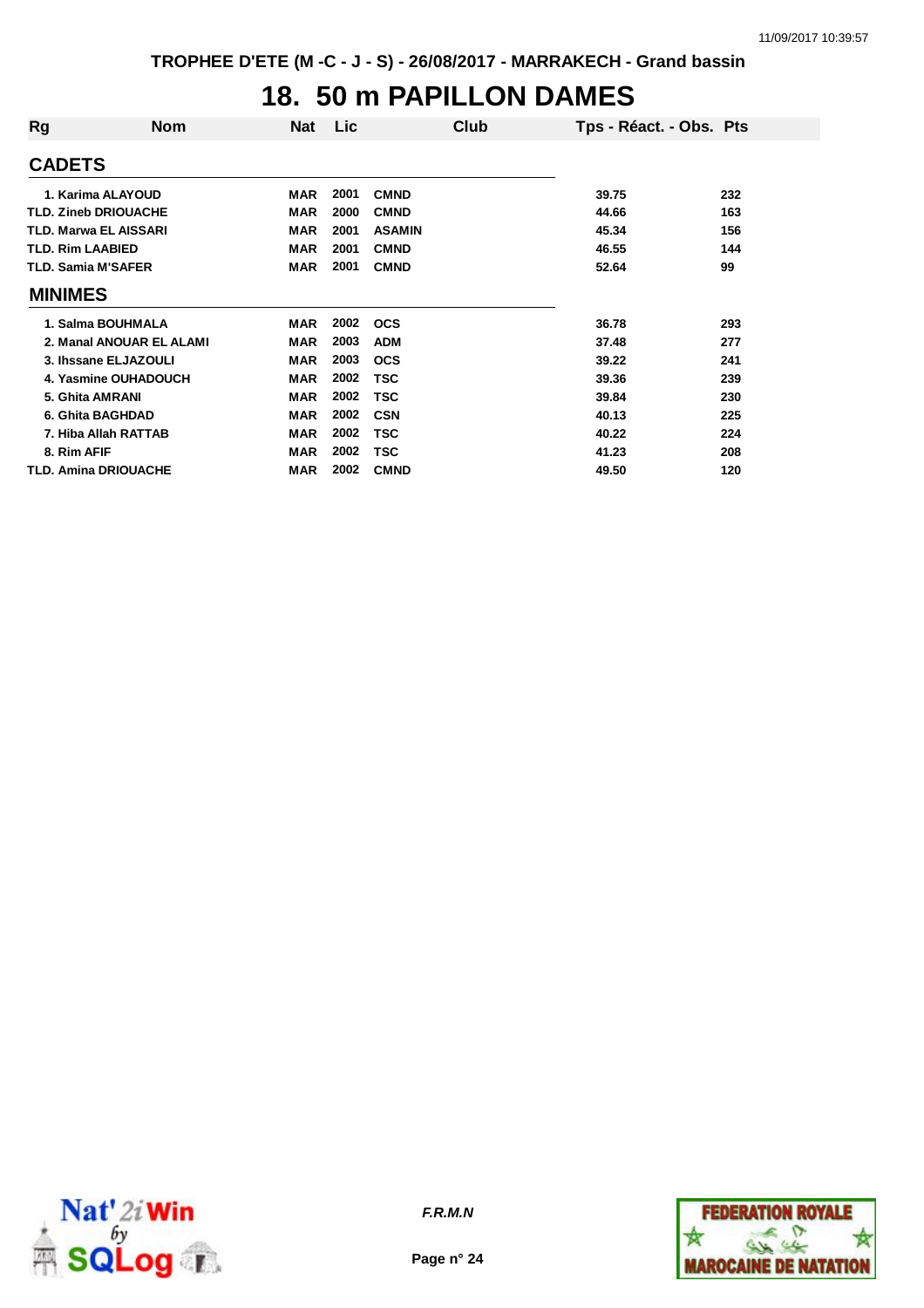TROPHEE D'ETE (M -C - J - S) - 26/08/2017 - MARRAKECH - Grand bassin

# 18. 50 m PAPILLON DAMES

| Rg | Nom | Nat | Lic | Club | Tps - Réact. - Obs. | Pts |
|---|---|---|---|---|---|---|
| **CADETS** | | | | | | |
| 1. | Karima ALAYOUD | MAR | 2001 | CMND | 39.75 | 232 |
| TLD. | Zineb DRIOUACHE | MAR | 2000 | CMND | 44.66 | 163 |
| TLD. | Marwa EL AISSARI | MAR | 2001 | ASAMIN | 45.34 | 156 |
| TLD. | Rim LAABIED | MAR | 2001 | CMND | 46.55 | 144 |
| TLD. | Samia M'SAFER | MAR | 2001 | CMND | 52.64 | 99 |
| **MINIMES** | | | | | | |
| 1. | Salma BOUHMALA | MAR | 2002 | OCS | 36.78 | 293 |
| 2. | Manal ANOUAR EL ALAMI | MAR | 2003 | ADM | 37.48 | 277 |
| 3. | Ihssane ELJAZOULI | MAR | 2003 | OCS | 39.22 | 241 |
| 4. | Yasmine OUHADOUCH | MAR | 2002 | TSC | 39.36 | 239 |
| 5. | Ghita AMRANI | MAR | 2002 | TSC | 39.84 | 230 |
| 6. | Ghita BAGHDAD | MAR | 2002 | CSN | 40.13 | 225 |
| 7. | Hiba Allah RATTAB | MAR | 2002 | TSC | 40.22 | 224 |
| 8. | Rim AFIF | MAR | 2002 | TSC | 41.23 | 208 |
| TLD. | Amina DRIOUACHE | MAR | 2002 | CMND | 49.50 | 120 |

*F.R.M.N*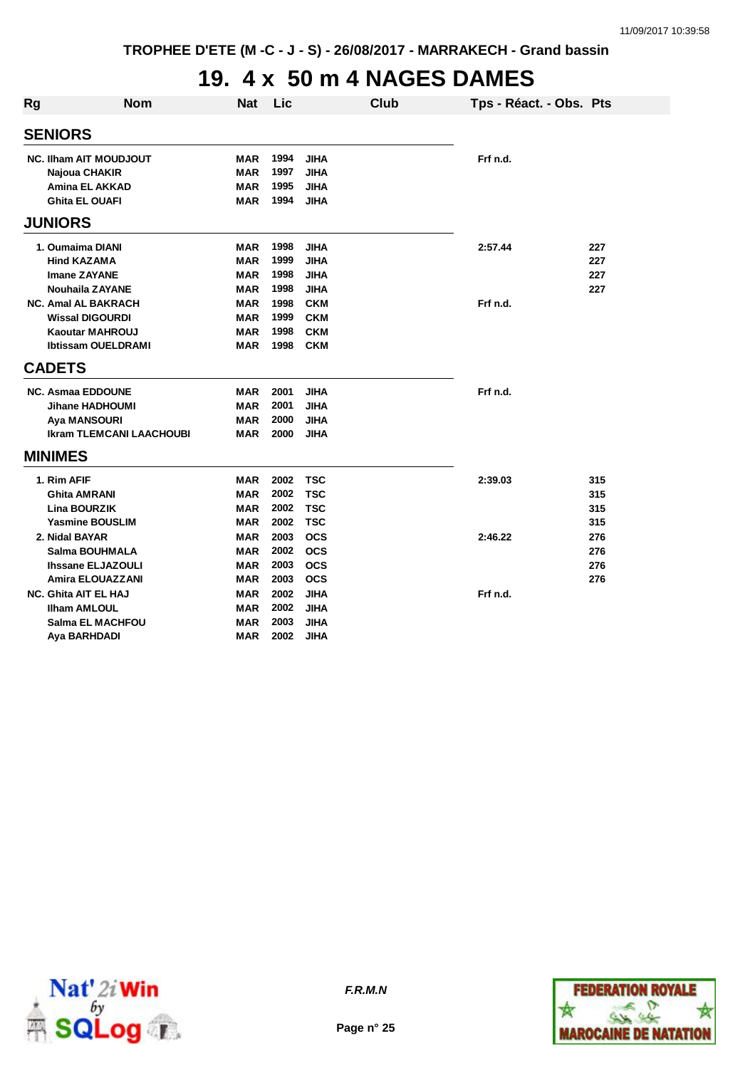# 19. 4 x 50 m 4 NAGES DAMES

| Rg | Nom | Nat | Lic | Club | Tps - Réact. - Obs. | Pts |
|---|---|---|---|---|---|---|
| **SENIORS** | | | | | | |
| NC. | Ilham AIT MOUDJOUT | MAR | 1994 | JIHA | Frf n.d. | |
| | Najoua CHAKIR | MAR | 1997 | JIHA | | |
| | Amina EL AKKAD | MAR | 1995 | JIHA | | |
| | Ghita EL OUAFI | MAR | 1994 | JIHA | | |
| **JUNIORS** | | | | | | |
| 1. | Oumaima DIANI | MAR | 1998 | JIHA | 2:57.44 | 227 |
| | Hind KAZAMA | MAR | 1999 | JIHA | | 227 |
| | Imane ZAYANE | MAR | 1998 | JIHA | | 227 |
| | Nouhaila ZAYANE | MAR | 1998 | JIHA | | 227 |
| NC. | Amal AL BAKRACH | MAR | 1998 | CKM | Frf n.d. | |
| | Wissal DIGOURDI | MAR | 1999 | CKM | | |
| | Kaoutar MAHROUJ | MAR | 1998 | CKM | | |
| | Ibtissam OUELDRAMI | MAR | 1998 | CKM | | |
| **CADETS** | | | | | | |
| NC. | Asmaa EDDOUNE | MAR | 2001 | JIHA | Frf n.d. | |
| | Jihane HADHOUMI | MAR | 2001 | JIHA | | |
| | Aya MANSOURI | MAR | 2000 | JIHA | | |
| | Ikram TLEMCANI LAACHOUBI | MAR | 2000 | JIHA | | |
| **MINIMES** | | | | | | |
| 1. | Rim AFIF | MAR | 2002 | TSC | 2:39.03 | 315 |
| | Ghita AMRANI | MAR | 2002 | TSC | | 315 |
| | Lina BOURZIK | MAR | 2002 | TSC | | 315 |
| | Yasmine BOUSLIM | MAR | 2002 | TSC | | 315 |
| 2. | Nidal BAYAR | MAR | 2003 | OCS | 2:46.22 | 276 |
| | Salma BOUHMALA | MAR | 2002 | OCS | | 276 |
| | Ihssane ELJAZOULI | MAR | 2003 | OCS | | 276 |
| | Amira ELOUAZZANI | MAR | 2003 | OCS | | 276 |
| NC. | Ghita AIT EL HAJ | MAR | 2002 | JIHA | Frf n.d. | |
| | Ilham AMLOUL | MAR | 2002 | JIHA | | |
| | Salma EL MACHFOU | MAR | 2003 | JIHA | | |
| | Aya BARHDADI | MAR | 2002 | JIHA | | |

*F.R.M.N*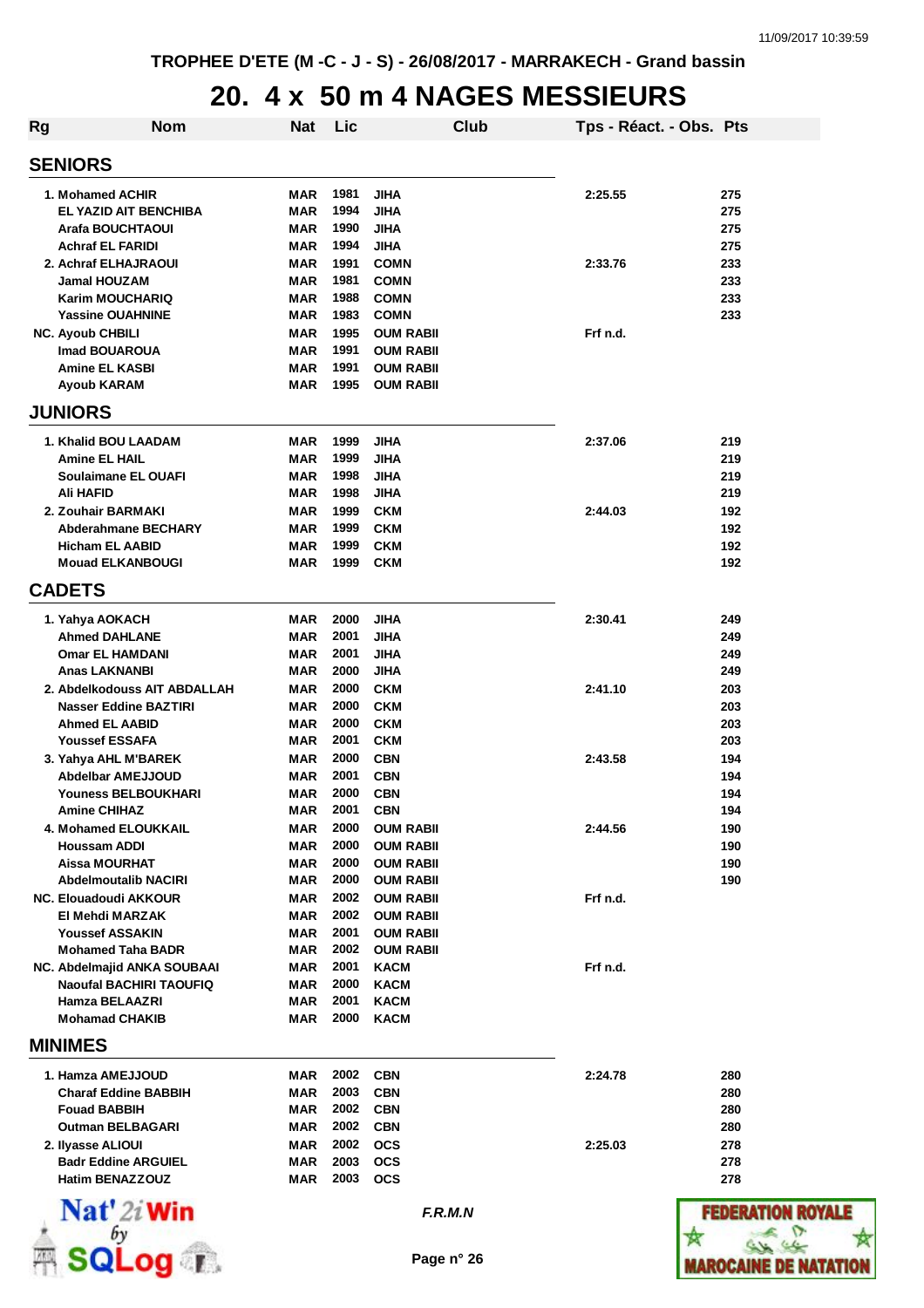TROPHEE D'ETE (M -C - J - S) - 26/08/2017 - MARRAKECH - Grand bassin

# 20. 4 x 50 m 4 NAGES MESSIEURS

| Rg | Nom | Nat | Lic | Club | Tps - Réact. - Obs. | Pts |
|---|---|---|---|---|---|---|
| **SENIORS** | | | | | | |
| 1. | Mohamed ACHIR | MAR | 1981 | JIHA | 2:25.55 | 275 |
| | EL YAZID AIT BENCHIBA | MAR | 1994 | JIHA | | 275 |
| | Arafa BOUCHTAOUI | MAR | 1990 | JIHA | | 275 |
| | Achraf EL FARIDI | MAR | 1994 | JIHA | | 275 |
| 2. | Achraf ELHAJRAOUI | MAR | 1991 | COMN | 2:33.76 | 233 |
| | Jamal HOUZAM | MAR | 1981 | COMN | | 233 |
| | Karim MOUCHARIQ | MAR | 1988 | COMN | | 233 |
| | Yassine OUAHNINE | MAR | 1983 | COMN | | 233 |
| NC. | Ayoub CHBILI | MAR | 1995 | OUM RABII | Frf n.d. | |
| | Imad BOUAROUA | MAR | 1991 | OUM RABII | | |
| | Amine EL KASBI | MAR | 1991 | OUM RABII | | |
| | Ayoub KARAM | MAR | 1995 | OUM RABII | | |
| **JUNIORS** | | | | | | |
| 1. | Khalid BOU LAADAM | MAR | 1999 | JIHA | 2:37.06 | 219 |
| | Amine EL HAIL | MAR | 1999 | JIHA | | 219 |
| | Soulaimane EL OUAFI | MAR | 1998 | JIHA | | 219 |
| | Ali HAFID | MAR | 1998 | JIHA | | 219 |
| 2. | Zouhair BARMAKI | MAR | 1999 | CKM | 2:44.03 | 192 |
| | Abderahmane BECHARY | MAR | 1999 | CKM | | 192 |
| | Hicham EL AABID | MAR | 1999 | CKM | | 192 |
| | Mouad ELKANBOUGI | MAR | 1999 | CKM | | 192 |
| **CADETS** | | | | | | |
| 1. | Yahya AOKACH | MAR | 2000 | JIHA | 2:30.41 | 249 |
| | Ahmed DAHLANE | MAR | 2001 | JIHA | | 249 |
| | Omar EL HAMDANI | MAR | 2001 | JIHA | | 249 |
| | Anas LAKNANBI | MAR | 2000 | JIHA | | 249 |
| 2. | Abdelkodouss AIT ABDALLAH | MAR | 2000 | CKM | 2:41.10 | 203 |
| | Nasser Eddine BAZTIRI | MAR | 2000 | CKM | | 203 |
| | Ahmed EL AABID | MAR | 2000 | CKM | | 203 |
| | Youssef ESSAFA | MAR | 2001 | CKM | | 203 |
| 3. | Yahya AHL M'BAREK | MAR | 2000 | CBN | 2:43.58 | 194 |
| | Abdelbar AMEJJOUD | MAR | 2001 | CBN | | 194 |
| | Youness BELBOUKHARI | MAR | 2000 | CBN | | 194 |
| | Amine CHIHAZ | MAR | 2001 | CBN | | 194 |
| 4. | Mohamed ELOUKKAIL | MAR | 2000 | OUM RABII | 2:44.56 | 190 |
| | Houssam ADDI | MAR | 2000 | OUM RABII | | 190 |
| | Aissa MOURHAT | MAR | 2000 | OUM RABII | | 190 |
| | Abdelmoutalib NACIRI | MAR | 2000 | OUM RABII | | 190 |
| NC. | Elouadoudi AKKOUR | MAR | 2002 | OUM RABII | Frf n.d. | |
| | El Mehdi MARZAK | MAR | 2002 | OUM RABII | | |
| | Youssef ASSAKIN | MAR | 2001 | OUM RABII | | |
| | Mohamed Taha BADR | MAR | 2002 | OUM RABII | | |
| NC. | Abdelmajid ANKA SOUBAAI | MAR | 2001 | KACM | Frf n.d. | |
| | Naoufal BACHIRI TAOUFIQ | MAR | 2000 | KACM | | |
| | Hamza BELAAZRI | MAR | 2001 | KACM | | |
| | Mohamad CHAKIB | MAR | 2000 | KACM | | |
| **MINIMES** | | | | | | |
| 1. | Hamza AMEJJOUD | MAR | 2002 | CBN | 2:24.78 | 280 |
| | Charaf Eddine BABBIH | MAR | 2003 | CBN | | 280 |
| | Fouad BABBIH | MAR | 2002 | CBN | | 280 |
| | Outman BELBAGARI | MAR | 2002 | CBN | | 280 |
| 2. | Ilyasse ALIOUI | MAR | 2002 | OCS | 2:25.03 | 278 |
| | Badr Eddine ARGUIEL | MAR | 2003 | OCS | | 278 |
| | Hatim BENAZZOUZ | MAR | 2003 | OCS | | 278 |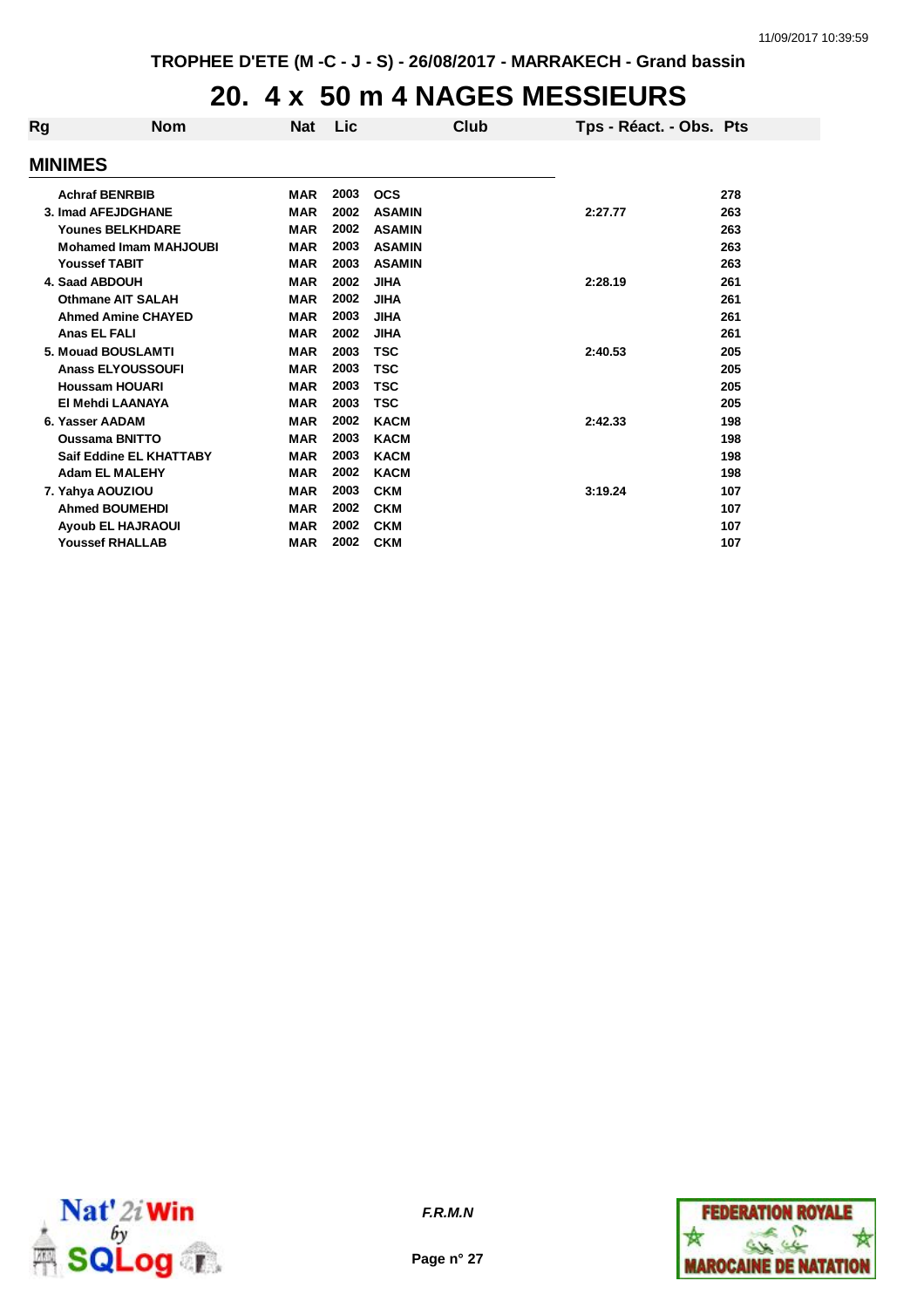TROPHEE D'ETE (M -C - J - S) - 26/08/2017 - MARRAKECH - Grand bassin

# 20. 4 x 50 m 4 NAGES MESSIEURS

| Rg | Nom | Nat | Lic | Club | Tps - Réact. - Obs. | Pts |
|---|---|---|---|---|---|---|
| **MINIMES** | | | | | | |
| | Achraf BENRBIB | MAR | 2003 | OCS | | 278 |
| 3. | Imad AFEJDGHANE | MAR | 2002 | ASAMIN | 2:27.77 | 263 |
| | Younes BELKHDARE | MAR | 2002 | ASAMIN | | 263 |
| | Mohamed Imam MAHJOUBI | MAR | 2003 | ASAMIN | | 263 |
| | Youssef TABIT | MAR | 2003 | ASAMIN | | 263 |
| 4. | Saad ABDOUH | MAR | 2002 | JIHA | 2:28.19 | 261 |
| | Othmane AIT SALAH | MAR | 2002 | JIHA | | 261 |
| | Ahmed Amine CHAYED | MAR | 2003 | JIHA | | 261 |
| | Anas EL FALI | MAR | 2002 | JIHA | | 261 |
| 5. | Mouad BOUSLAMTI | MAR | 2003 | TSC | 2:40.53 | 205 |
| | Anass ELYOUSSOUFI | MAR | 2003 | TSC | | 205 |
| | Houssam HOUARI | MAR | 2003 | TSC | | 205 |
| | El Mehdi LAANAYA | MAR | 2003 | TSC | | 205 |
| 6. | Yasser AADAM | MAR | 2002 | KACM | 2:42.33 | 198 |
| | Oussama BNITTO | MAR | 2003 | KACM | | 198 |
| | Saif Eddine EL KHATTABY | MAR | 2003 | KACM | | 198 |
| | Adam EL MALEHY | MAR | 2002 | KACM | | 198 |
| 7. | Yahya AOUZIOU | MAR | 2003 | CKM | 3:19.24 | 107 |
| | Ahmed BOUMEHDI | MAR | 2002 | CKM | | 107 |
| | Ayoub EL HAJRAOUI | MAR | 2002 | CKM | | 107 |
| | Youssef RHALLAB | MAR | 2002 | CKM | | 107 |

*F.R.M.N*